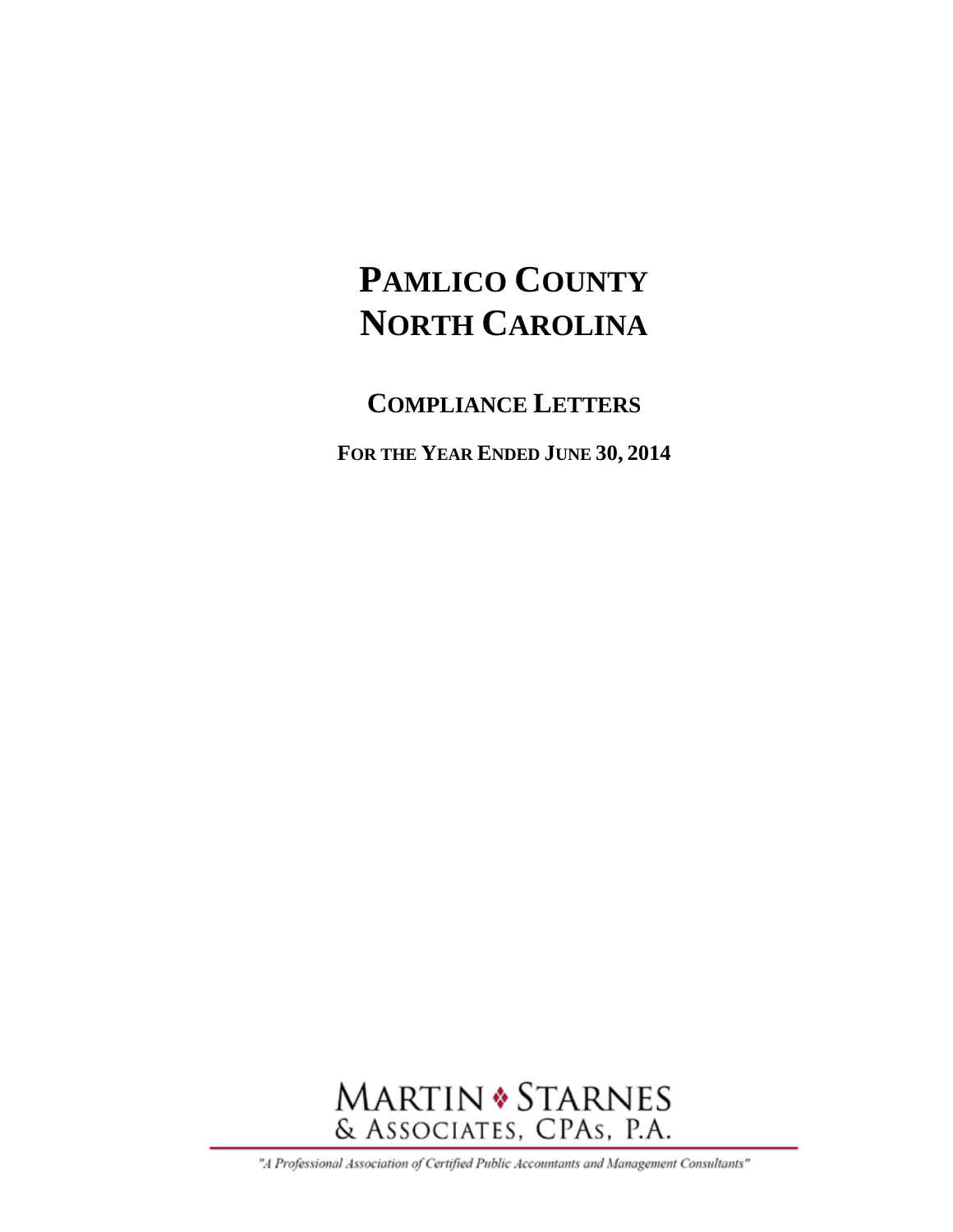# PAMLICO COUNTY
# NORTH CAROLINA

## COMPLIANCE LETTERS

**FOR THE YEAR ENDED JUNE 30, 2014**

MARTIN ❖ STARNES
& ASSOCIATES, CPAs, P.A.

*"A Professional Association of Certified Public Accountants and Management Consultants"*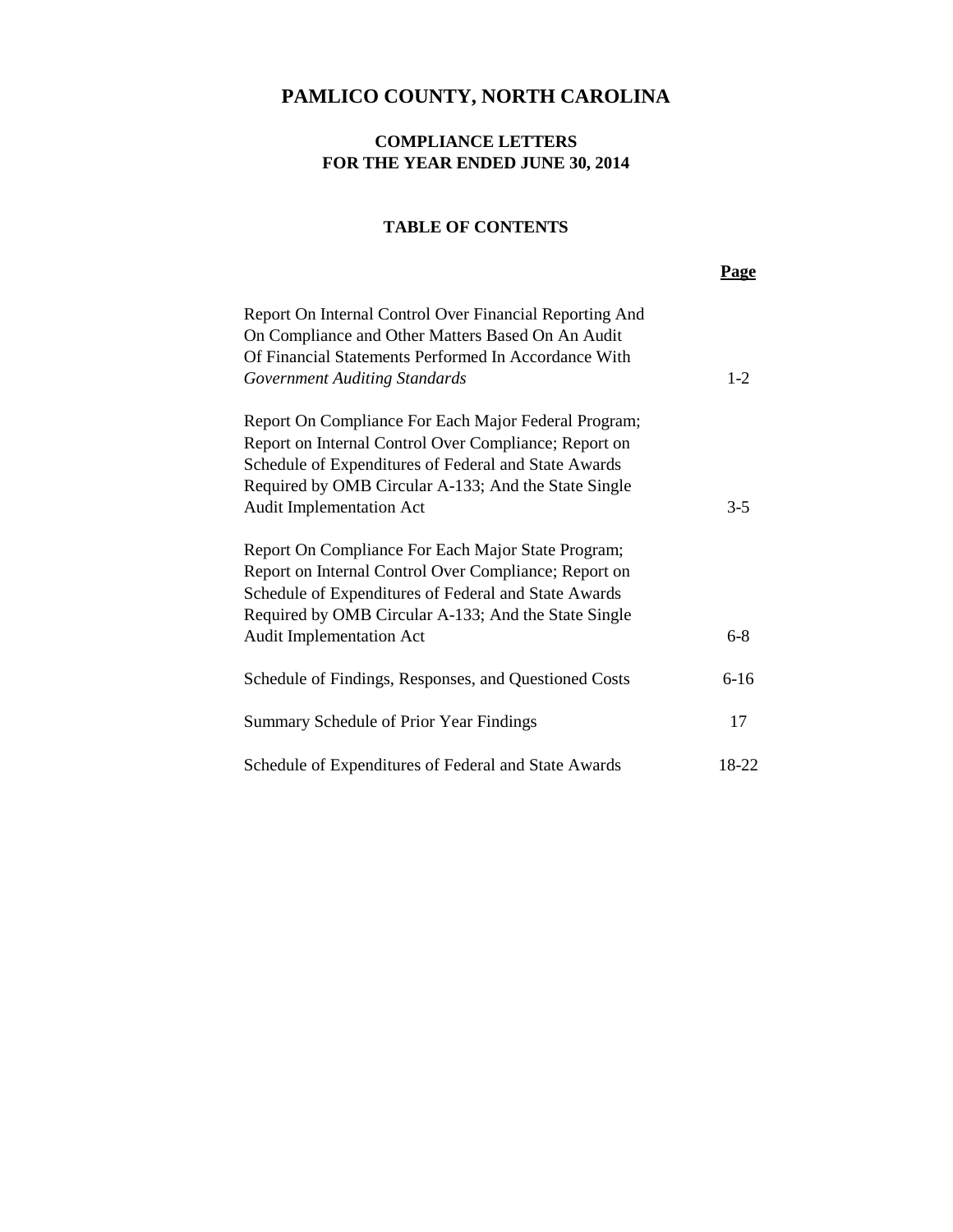# PAMLICO COUNTY, NORTH CAROLINA

## COMPLIANCE LETTERS
## FOR THE YEAR ENDED JUNE 30, 2014

### TABLE OF CONTENTS

| | **Page** |
|---|---|
| Report On Internal Control Over Financial Reporting And On Compliance and Other Matters Based On An Audit Of Financial Statements Performed In Accordance With *Government Auditing Standards* | 1-2 |
| Report On Compliance For Each Major Federal Program; Report on Internal Control Over Compliance; Report on Schedule of Expenditures of Federal and State Awards Required by OMB Circular A-133; And the State Single Audit Implementation Act | 3-5 |
| Report On Compliance For Each Major State Program; Report on Internal Control Over Compliance; Report on Schedule of Expenditures of Federal and State Awards Required by OMB Circular A-133; And the State Single Audit Implementation Act | 6-8 |
| Schedule of Findings, Responses, and Questioned Costs | 6-16 |
| Summary Schedule of Prior Year Findings | 17 |
| Schedule of Expenditures of Federal and State Awards | 18-22 |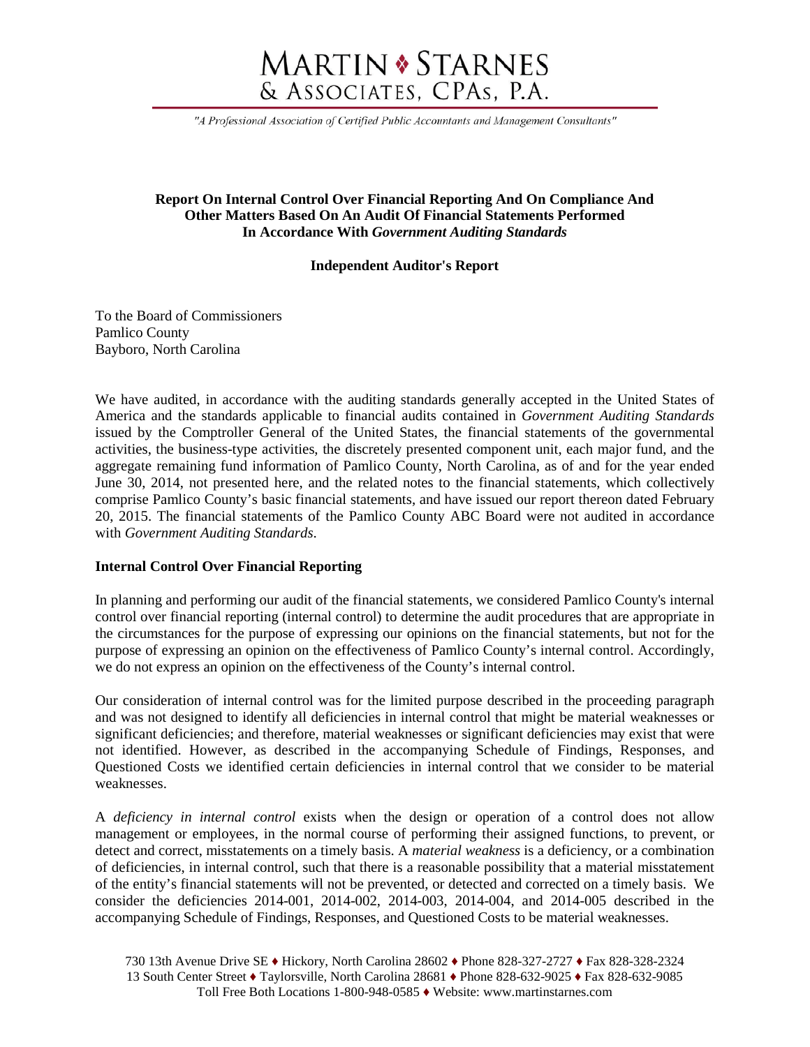# MARTIN ♦ STARNES & ASSOCIATES, CPAs, P.A.

*"A Professional Association of Certified Public Accountants and Management Consultants"*

**Report On Internal Control Over Financial Reporting And On Compliance And Other Matters Based On An Audit Of Financial Statements Performed In Accordance With *Government Auditing Standards***

**Independent Auditor's Report**

To the Board of Commissioners
Pamlico County
Bayboro, North Carolina

We have audited, in accordance with the auditing standards generally accepted in the United States of America and the standards applicable to financial audits contained in *Government Auditing Standards* issued by the Comptroller General of the United States, the financial statements of the governmental activities, the business-type activities, the discretely presented component unit, each major fund, and the aggregate remaining fund information of Pamlico County, North Carolina, as of and for the year ended June 30, 2014, not presented here, and the related notes to the financial statements, which collectively comprise Pamlico County's basic financial statements, and have issued our report thereon dated February 20, 2015. The financial statements of the Pamlico County ABC Board were not audited in accordance with *Government Auditing Standards*.

**Internal Control Over Financial Reporting**

In planning and performing our audit of the financial statements, we considered Pamlico County's internal control over financial reporting (internal control) to determine the audit procedures that are appropriate in the circumstances for the purpose of expressing our opinions on the financial statements, but not for the purpose of expressing an opinion on the effectiveness of Pamlico County's internal control. Accordingly, we do not express an opinion on the effectiveness of the County's internal control.

Our consideration of internal control was for the limited purpose described in the proceeding paragraph and was not designed to identify all deficiencies in internal control that might be material weaknesses or significant deficiencies; and therefore, material weaknesses or significant deficiencies may exist that were not identified. However, as described in the accompanying Schedule of Findings, Responses, and Questioned Costs we identified certain deficiencies in internal control that we consider to be material weaknesses.

A *deficiency in internal control* exists when the design or operation of a control does not allow management or employees, in the normal course of performing their assigned functions, to prevent, or detect and correct, misstatements on a timely basis. A *material weakness* is a deficiency, or a combination of deficiencies, in internal control, such that there is a reasonable possibility that a material misstatement of the entity's financial statements will not be prevented, or detected and corrected on a timely basis. We consider the deficiencies 2014-001, 2014-002, 2014-003, 2014-004, and 2014-005 described in the accompanying Schedule of Findings, Responses, and Questioned Costs to be material weaknesses.

730 13th Avenue Drive SE ♦ Hickory, North Carolina 28602 ♦ Phone 828-327-2727 ♦ Fax 828-328-2324
13 South Center Street ♦ Taylorsville, North Carolina 28681 ♦ Phone 828-632-9025 ♦ Fax 828-632-9085
Toll Free Both Locations 1-800-948-0585 ♦ Website: www.martinstarnes.com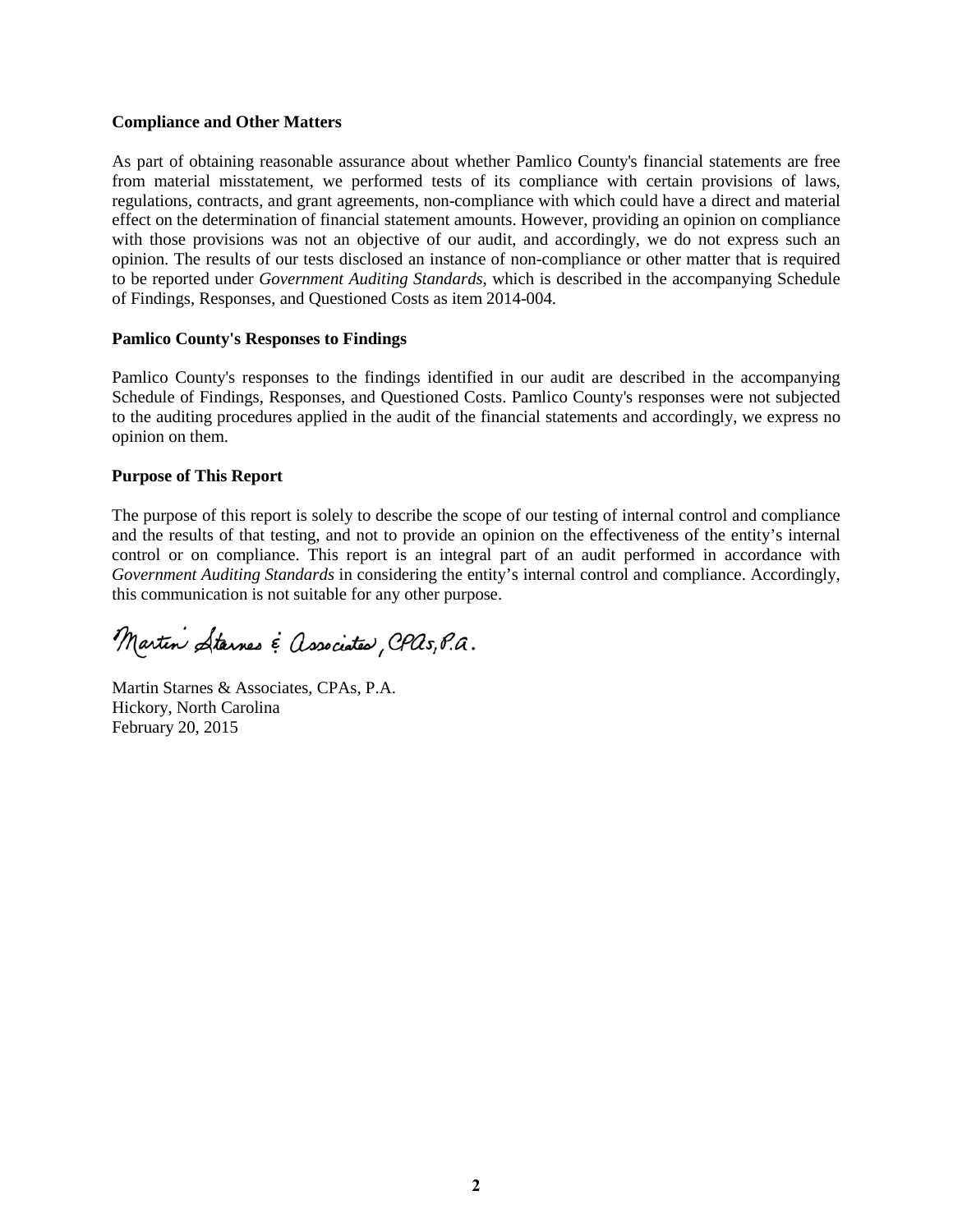**Compliance and Other Matters**

As part of obtaining reasonable assurance about whether Pamlico County's financial statements are free from material misstatement, we performed tests of its compliance with certain provisions of laws, regulations, contracts, and grant agreements, non-compliance with which could have a direct and material effect on the determination of financial statement amounts. However, providing an opinion on compliance with those provisions was not an objective of our audit, and accordingly, we do not express such an opinion. The results of our tests disclosed an instance of non-compliance or other matter that is required to be reported under *Government Auditing Standards*, which is described in the accompanying Schedule of Findings, Responses, and Questioned Costs as item 2014-004.

**Pamlico County's Responses to Findings**

Pamlico County's responses to the findings identified in our audit are described in the accompanying Schedule of Findings, Responses, and Questioned Costs. Pamlico County's responses were not subjected to the auditing procedures applied in the audit of the financial statements and accordingly, we express no opinion on them.

**Purpose of This Report**

The purpose of this report is solely to describe the scope of our testing of internal control and compliance and the results of that testing, and not to provide an opinion on the effectiveness of the entity's internal control or on compliance. This report is an integral part of an audit performed in accordance with *Government Auditing Standards* in considering the entity's internal control and compliance. Accordingly, this communication is not suitable for any other purpose.

Martin Starnes & Associates, CPAs, P.A.

Martin Starnes & Associates, CPAs, P.A.
Hickory, North Carolina
February 20, 2015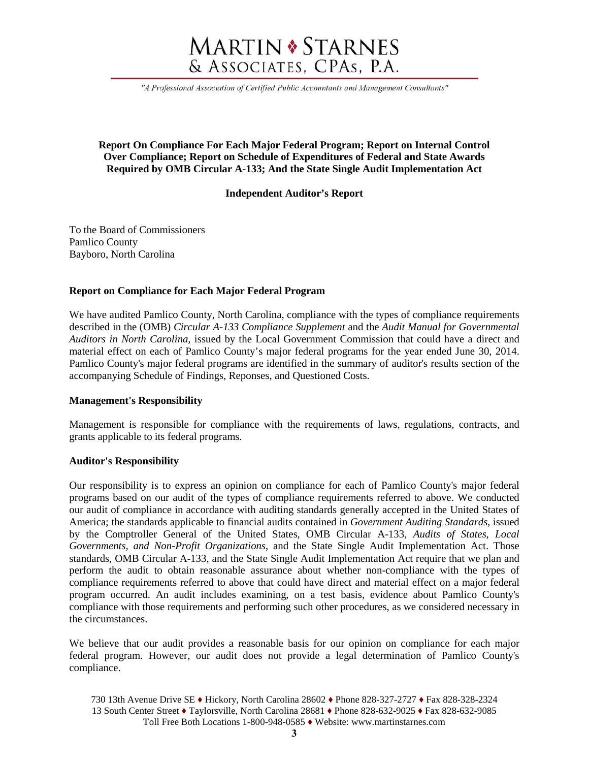# MARTIN ❖ STARNES & ASSOCIATES, CPAs, P.A.

*"A Professional Association of Certified Public Accountants and Management Consultants"*

**Report On Compliance For Each Major Federal Program; Report on Internal Control Over Compliance; Report on Schedule of Expenditures of Federal and State Awards Required by OMB Circular A-133; And the State Single Audit Implementation Act**

**Independent Auditor's Report**

To the Board of Commissioners
Pamlico County
Bayboro, North Carolina

### Report on Compliance for Each Major Federal Program

We have audited Pamlico County, North Carolina, compliance with the types of compliance requirements described in the (OMB) *Circular A-133 Compliance Supplement* and the *Audit Manual for Governmental Auditors in North Carolina,* issued by the Local Government Commission that could have a direct and material effect on each of Pamlico County's major federal programs for the year ended June 30, 2014. Pamlico County's major federal programs are identified in the summary of auditor's results section of the accompanying Schedule of Findings, Reponses, and Questioned Costs.

### Management's Responsibility

Management is responsible for compliance with the requirements of laws, regulations, contracts, and grants applicable to its federal programs.

### Auditor's Responsibility

Our responsibility is to express an opinion on compliance for each of Pamlico County's major federal programs based on our audit of the types of compliance requirements referred to above. We conducted our audit of compliance in accordance with auditing standards generally accepted in the United States of America; the standards applicable to financial audits contained in *Government Auditing Standards*, issued by the Comptroller General of the United States, OMB Circular A-133, *Audits of States, Local Governments, and Non-Profit Organizations*, and the State Single Audit Implementation Act. Those standards, OMB Circular A-133, and the State Single Audit Implementation Act require that we plan and perform the audit to obtain reasonable assurance about whether non-compliance with the types of compliance requirements referred to above that could have direct and material effect on a major federal program occurred. An audit includes examining, on a test basis, evidence about Pamlico County's compliance with those requirements and performing such other procedures, as we considered necessary in the circumstances.

We believe that our audit provides a reasonable basis for our opinion on compliance for each major federal program. However, our audit does not provide a legal determination of Pamlico County's compliance.

730 13th Avenue Drive SE ♦ Hickory, North Carolina 28602 ♦ Phone 828-327-2727 ♦ Fax 828-328-2324
13 South Center Street ♦ Taylorsville, North Carolina 28681 ♦ Phone 828-632-9025 ♦ Fax 828-632-9085
Toll Free Both Locations 1-800-948-0585 ♦ Website: www.martinstarnes.com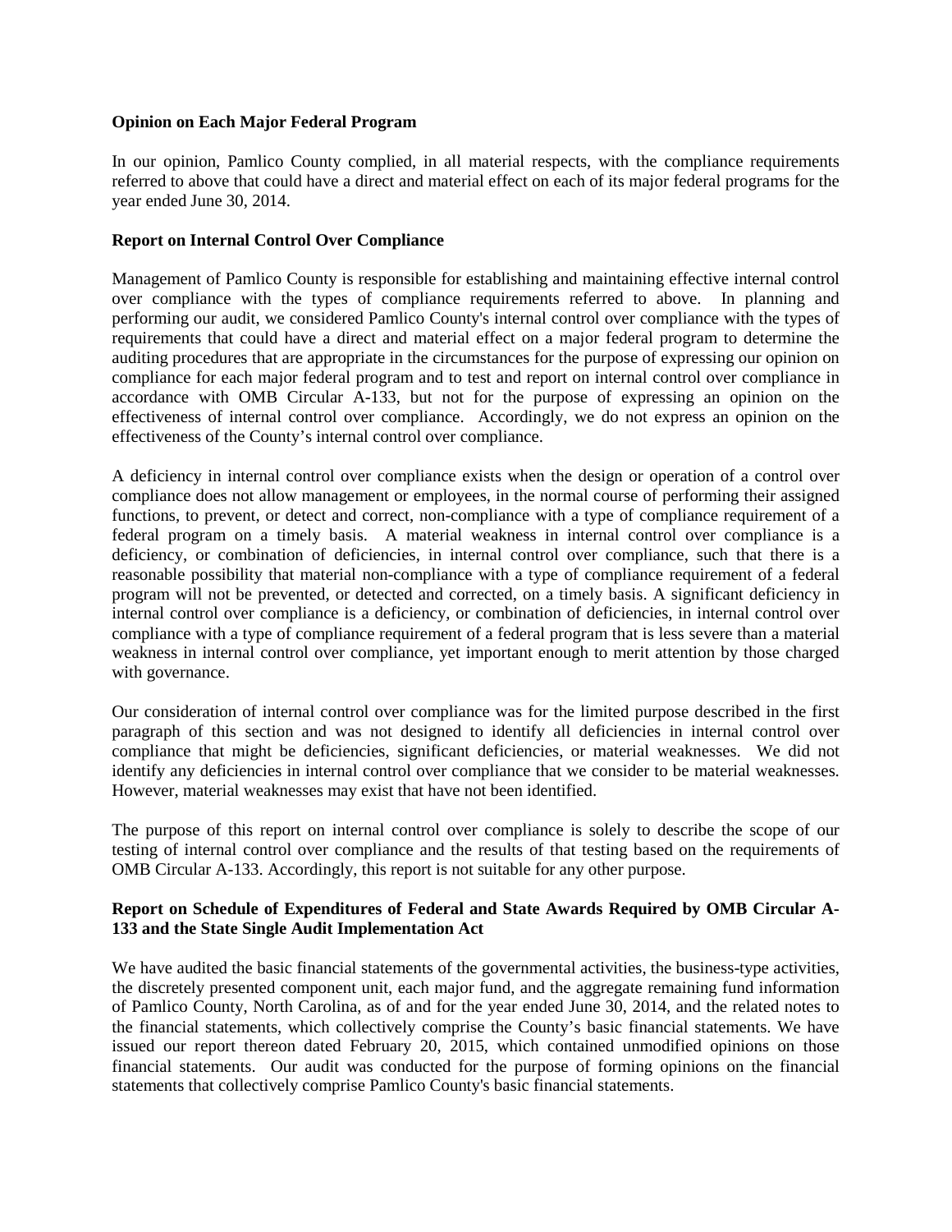**Opinion on Each Major Federal Program**

In our opinion, Pamlico County complied, in all material respects, with the compliance requirements referred to above that could have a direct and material effect on each of its major federal programs for the year ended June 30, 2014.

**Report on Internal Control Over Compliance**

Management of Pamlico County is responsible for establishing and maintaining effective internal control over compliance with the types of compliance requirements referred to above. In planning and performing our audit, we considered Pamlico County's internal control over compliance with the types of requirements that could have a direct and material effect on a major federal program to determine the auditing procedures that are appropriate in the circumstances for the purpose of expressing our opinion on compliance for each major federal program and to test and report on internal control over compliance in accordance with OMB Circular A-133, but not for the purpose of expressing an opinion on the effectiveness of internal control over compliance. Accordingly, we do not express an opinion on the effectiveness of the County's internal control over compliance.

A deficiency in internal control over compliance exists when the design or operation of a control over compliance does not allow management or employees, in the normal course of performing their assigned functions, to prevent, or detect and correct, non-compliance with a type of compliance requirement of a federal program on a timely basis. A material weakness in internal control over compliance is a deficiency, or combination of deficiencies, in internal control over compliance, such that there is a reasonable possibility that material non-compliance with a type of compliance requirement of a federal program will not be prevented, or detected and corrected, on a timely basis. A significant deficiency in internal control over compliance is a deficiency, or combination of deficiencies, in internal control over compliance with a type of compliance requirement of a federal program that is less severe than a material weakness in internal control over compliance, yet important enough to merit attention by those charged with governance.

Our consideration of internal control over compliance was for the limited purpose described in the first paragraph of this section and was not designed to identify all deficiencies in internal control over compliance that might be deficiencies, significant deficiencies, or material weaknesses. We did not identify any deficiencies in internal control over compliance that we consider to be material weaknesses. However, material weaknesses may exist that have not been identified.

The purpose of this report on internal control over compliance is solely to describe the scope of our testing of internal control over compliance and the results of that testing based on the requirements of OMB Circular A-133. Accordingly, this report is not suitable for any other purpose.

**Report on Schedule of Expenditures of Federal and State Awards Required by OMB Circular A-133 and the State Single Audit Implementation Act**

We have audited the basic financial statements of the governmental activities, the business-type activities, the discretely presented component unit, each major fund, and the aggregate remaining fund information of Pamlico County, North Carolina, as of and for the year ended June 30, 2014, and the related notes to the financial statements, which collectively comprise the County's basic financial statements. We have issued our report thereon dated February 20, 2015, which contained unmodified opinions on those financial statements. Our audit was conducted for the purpose of forming opinions on the financial statements that collectively comprise Pamlico County's basic financial statements.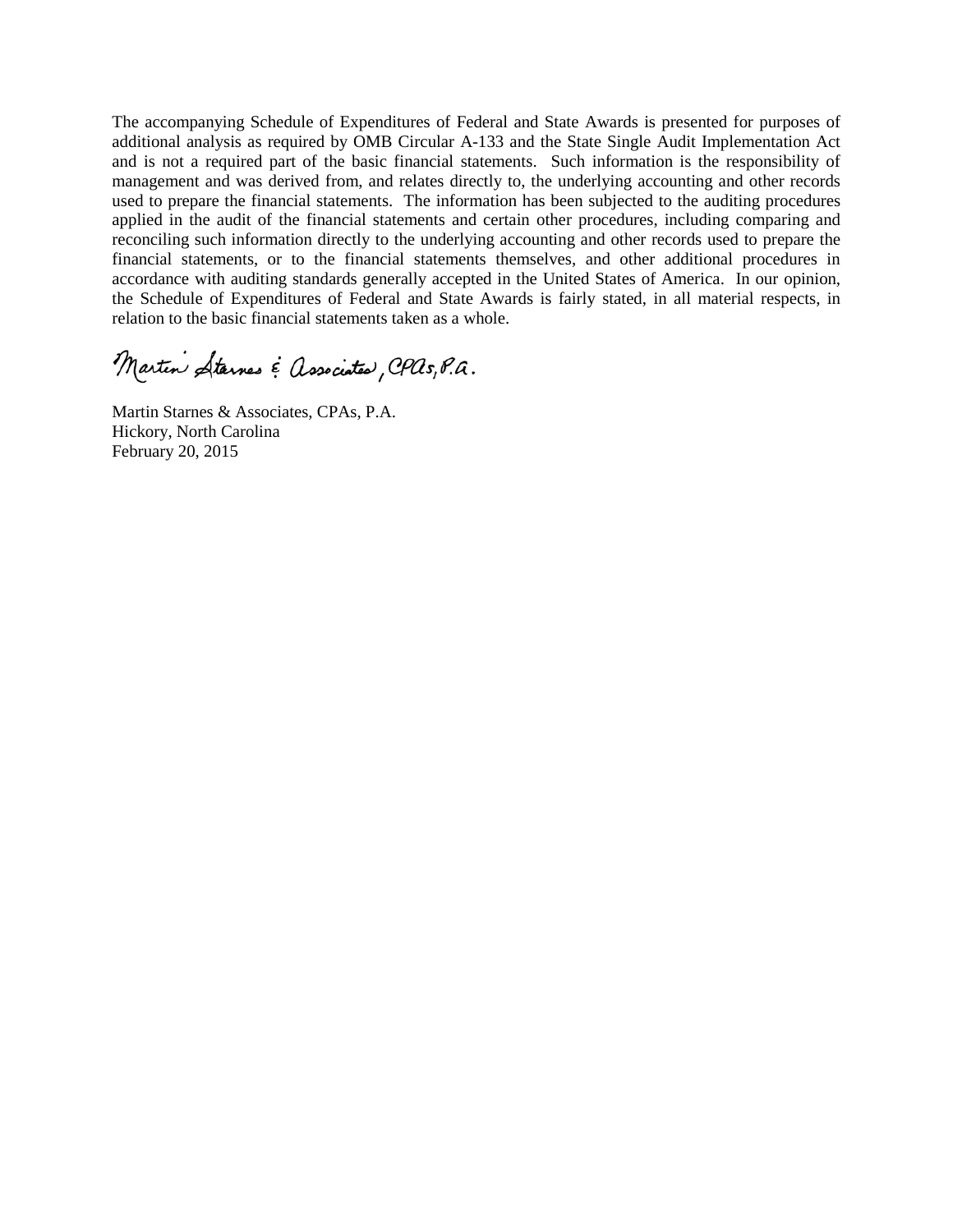The accompanying Schedule of Expenditures of Federal and State Awards is presented for purposes of additional analysis as required by OMB Circular A-133 and the State Single Audit Implementation Act and is not a required part of the basic financial statements. Such information is the responsibility of management and was derived from, and relates directly to, the underlying accounting and other records used to prepare the financial statements. The information has been subjected to the auditing procedures applied in the audit of the financial statements and certain other procedures, including comparing and reconciling such information directly to the underlying accounting and other records used to prepare the financial statements, or to the financial statements themselves, and other additional procedures in accordance with auditing standards generally accepted in the United States of America. In our opinion, the Schedule of Expenditures of Federal and State Awards is fairly stated, in all material respects, in relation to the basic financial statements taken as a whole.

Martin Starnes & Associates, CPAs, P.A.

Martin Starnes & Associates, CPAs, P.A.
Hickory, North Carolina
February 20, 2015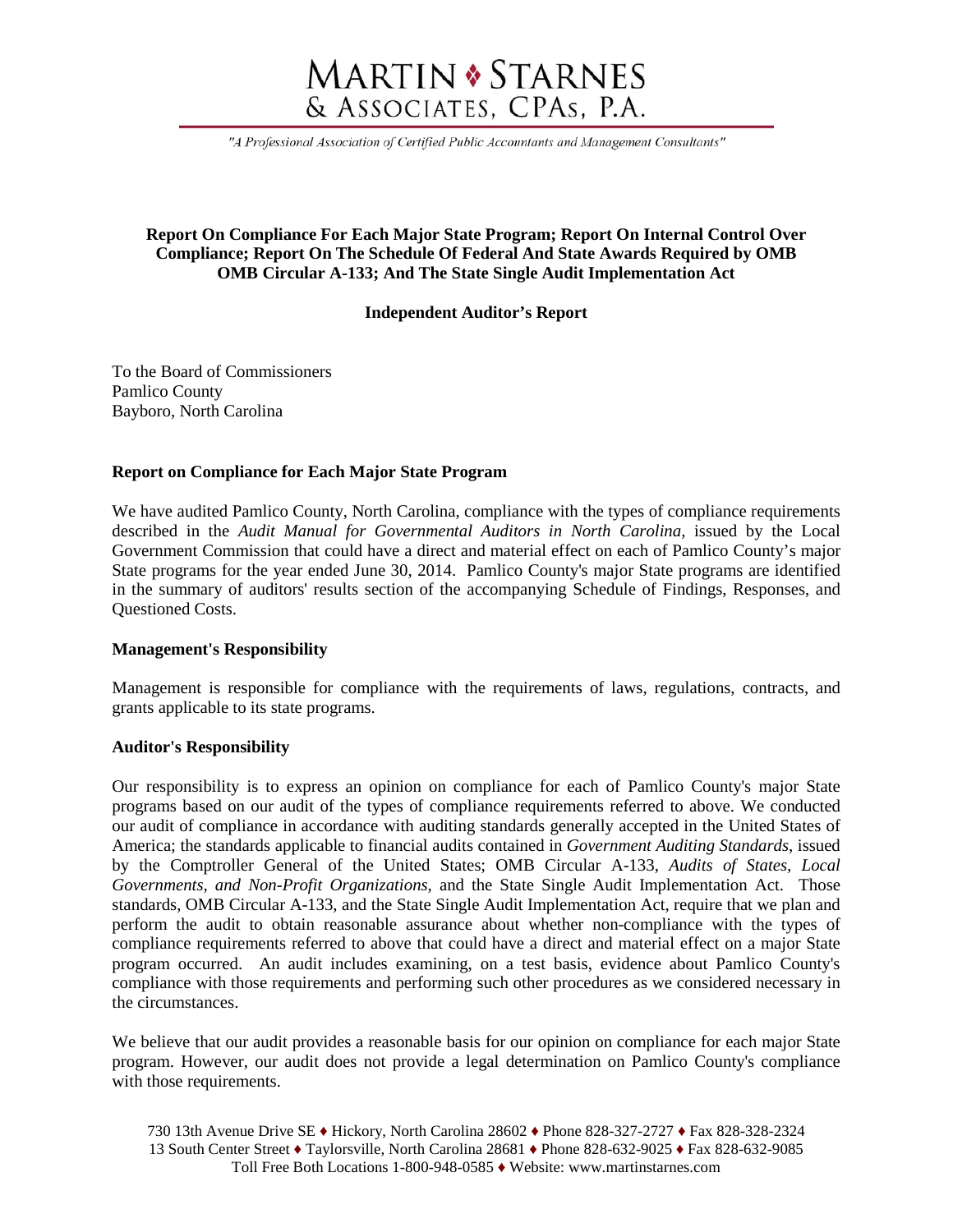# MARTIN ❖ STARNES
# & ASSOCIATES, CPAs, P.A.

*"A Professional Association of Certified Public Accountants and Management Consultants"*

**Report On Compliance For Each Major State Program; Report On Internal Control Over Compliance; Report On The Schedule Of Federal And State Awards Required by OMB OMB Circular A-133; And The State Single Audit Implementation Act**

**Independent Auditor's Report**

To the Board of Commissioners
Pamlico County
Bayboro, North Carolina

**Report on Compliance for Each Major State Program**

We have audited Pamlico County, North Carolina, compliance with the types of compliance requirements described in the *Audit Manual for Governmental Auditors in North Carolina,* issued by the Local Government Commission that could have a direct and material effect on each of Pamlico County's major State programs for the year ended June 30, 2014. Pamlico County's major State programs are identified in the summary of auditors' results section of the accompanying Schedule of Findings, Responses, and Questioned Costs.

**Management's Responsibility**

Management is responsible for compliance with the requirements of laws, regulations, contracts, and grants applicable to its state programs.

**Auditor's Responsibility**

Our responsibility is to express an opinion on compliance for each of Pamlico County's major State programs based on our audit of the types of compliance requirements referred to above. We conducted our audit of compliance in accordance with auditing standards generally accepted in the United States of America; the standards applicable to financial audits contained in *Government Auditing Standards*, issued by the Comptroller General of the United States; OMB Circular A-133, *Audits of States, Local Governments, and Non-Profit Organizations*, and the State Single Audit Implementation Act. Those standards, OMB Circular A-133, and the State Single Audit Implementation Act, require that we plan and perform the audit to obtain reasonable assurance about whether non-compliance with the types of compliance requirements referred to above that could have a direct and material effect on a major State program occurred. An audit includes examining, on a test basis, evidence about Pamlico County's compliance with those requirements and performing such other procedures as we considered necessary in the circumstances.

We believe that our audit provides a reasonable basis for our opinion on compliance for each major State program. However, our audit does not provide a legal determination on Pamlico County's compliance with those requirements.

730 13th Avenue Drive SE ♦ Hickory, North Carolina 28602 ♦ Phone 828-327-2727 ♦ Fax 828-328-2324
13 South Center Street ♦ Taylorsville, North Carolina 28681 ♦ Phone 828-632-9025 ♦ Fax 828-632-9085
Toll Free Both Locations 1-800-948-0585 ♦ Website: www.martinstarnes.com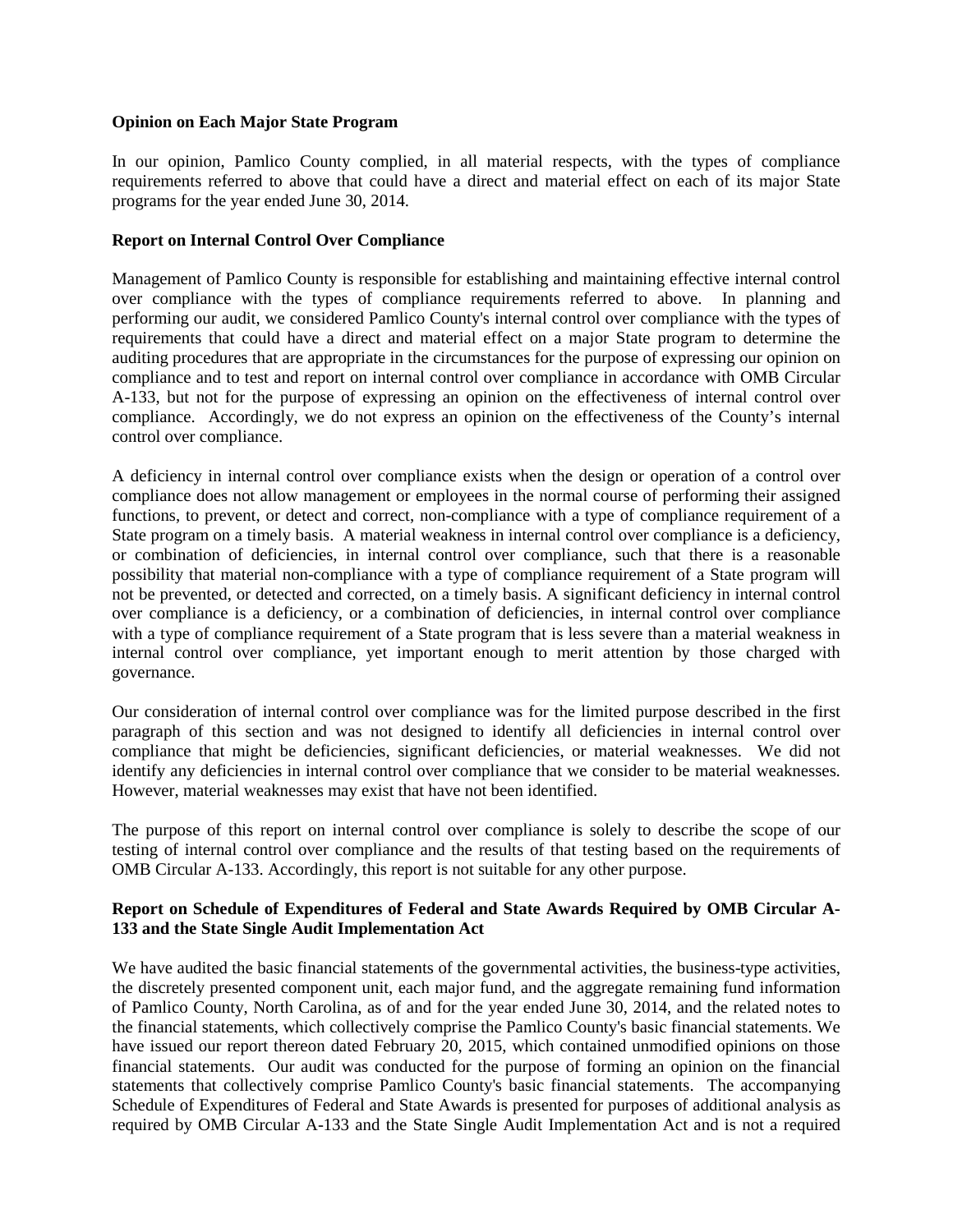**Opinion on Each Major State Program**

In our opinion, Pamlico County complied, in all material respects, with the types of compliance requirements referred to above that could have a direct and material effect on each of its major State programs for the year ended June 30, 2014.

**Report on Internal Control Over Compliance**

Management of Pamlico County is responsible for establishing and maintaining effective internal control over compliance with the types of compliance requirements referred to above. In planning and performing our audit, we considered Pamlico County's internal control over compliance with the types of requirements that could have a direct and material effect on a major State program to determine the auditing procedures that are appropriate in the circumstances for the purpose of expressing our opinion on compliance and to test and report on internal control over compliance in accordance with OMB Circular A-133, but not for the purpose of expressing an opinion on the effectiveness of internal control over compliance. Accordingly, we do not express an opinion on the effectiveness of the County's internal control over compliance.

A deficiency in internal control over compliance exists when the design or operation of a control over compliance does not allow management or employees in the normal course of performing their assigned functions, to prevent, or detect and correct, non-compliance with a type of compliance requirement of a State program on a timely basis. A material weakness in internal control over compliance is a deficiency, or combination of deficiencies, in internal control over compliance, such that there is a reasonable possibility that material non-compliance with a type of compliance requirement of a State program will not be prevented, or detected and corrected, on a timely basis. A significant deficiency in internal control over compliance is a deficiency, or a combination of deficiencies, in internal control over compliance with a type of compliance requirement of a State program that is less severe than a material weakness in internal control over compliance, yet important enough to merit attention by those charged with governance.

Our consideration of internal control over compliance was for the limited purpose described in the first paragraph of this section and was not designed to identify all deficiencies in internal control over compliance that might be deficiencies, significant deficiencies, or material weaknesses. We did not identify any deficiencies in internal control over compliance that we consider to be material weaknesses. However, material weaknesses may exist that have not been identified.

The purpose of this report on internal control over compliance is solely to describe the scope of our testing of internal control over compliance and the results of that testing based on the requirements of OMB Circular A-133. Accordingly, this report is not suitable for any other purpose.

**Report on Schedule of Expenditures of Federal and State Awards Required by OMB Circular A-133 and the State Single Audit Implementation Act**

We have audited the basic financial statements of the governmental activities, the business-type activities, the discretely presented component unit, each major fund, and the aggregate remaining fund information of Pamlico County, North Carolina, as of and for the year ended June 30, 2014, and the related notes to the financial statements, which collectively comprise the Pamlico County's basic financial statements. We have issued our report thereon dated February 20, 2015, which contained unmodified opinions on those financial statements. Our audit was conducted for the purpose of forming an opinion on the financial statements that collectively comprise Pamlico County's basic financial statements. The accompanying Schedule of Expenditures of Federal and State Awards is presented for purposes of additional analysis as required by OMB Circular A-133 and the State Single Audit Implementation Act and is not a required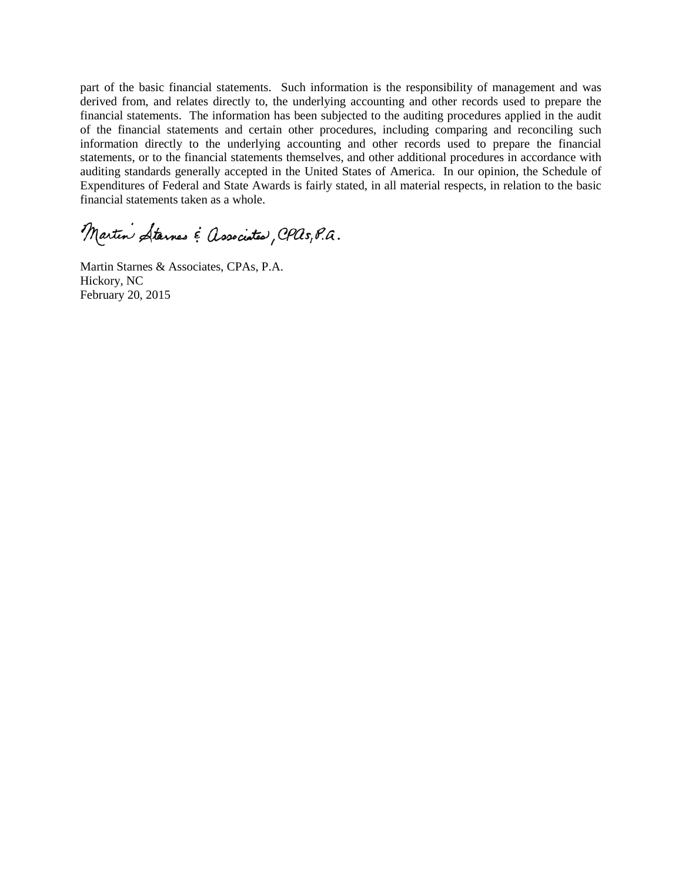part of the basic financial statements. Such information is the responsibility of management and was derived from, and relates directly to, the underlying accounting and other records used to prepare the financial statements. The information has been subjected to the auditing procedures applied in the audit of the financial statements and certain other procedures, including comparing and reconciling such information directly to the underlying accounting and other records used to prepare the financial statements, or to the financial statements themselves, and other additional procedures in accordance with auditing standards generally accepted in the United States of America. In our opinion, the Schedule of Expenditures of Federal and State Awards is fairly stated, in all material respects, in relation to the basic financial statements taken as a whole.

Martin Starnes & Associates, CPAs, P.A.

Martin Starnes & Associates, CPAs, P.A.
Hickory, NC
February 20, 2015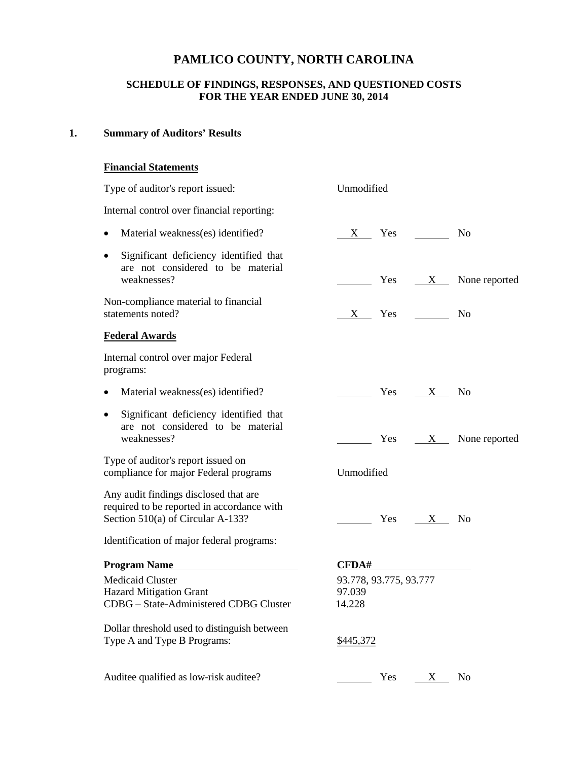# PAMLICO COUNTY, NORTH CAROLINA

## SCHEDULE OF FINDINGS, RESPONSES, AND QUESTIONED COSTS
## FOR THE YEAR ENDED JUNE 30, 2014

**1. Summary of Auditors' Results**

**Financial Statements**

Type of auditor's report issued: Unmodified

Internal control over financial reporting:

- Material weakness(es) identified? __X__ Yes ______ No
- Significant deficiency identified that are not considered to be material weaknesses? ______ Yes __X__ None reported

Non-compliance material to financial statements noted? __X__ Yes ______ No

**Federal Awards**

Internal control over major Federal programs:

- Material weakness(es) identified? ______ Yes __X__ No
- Significant deficiency identified that are not considered to be material weaknesses? ______ Yes __X__ None reported

Type of auditor's report issued on compliance for major Federal programs: Unmodified

Any audit findings disclosed that are required to be reported in accordance with Section 510(a) of Circular A-133? ______ Yes __X__ No

Identification of major federal programs:

| Program Name | CFDA# |
|---|---|
| Medicaid Cluster | 93.778, 93.775, 93.777 |
| Hazard Mitigation Grant | 97.039 |
| CDBG – State-Administered CDBG Cluster | 14.228 |

Dollar threshold used to distinguish between Type A and Type B Programs: $445,372

Auditee qualified as low-risk auditee? ______ Yes __X__ No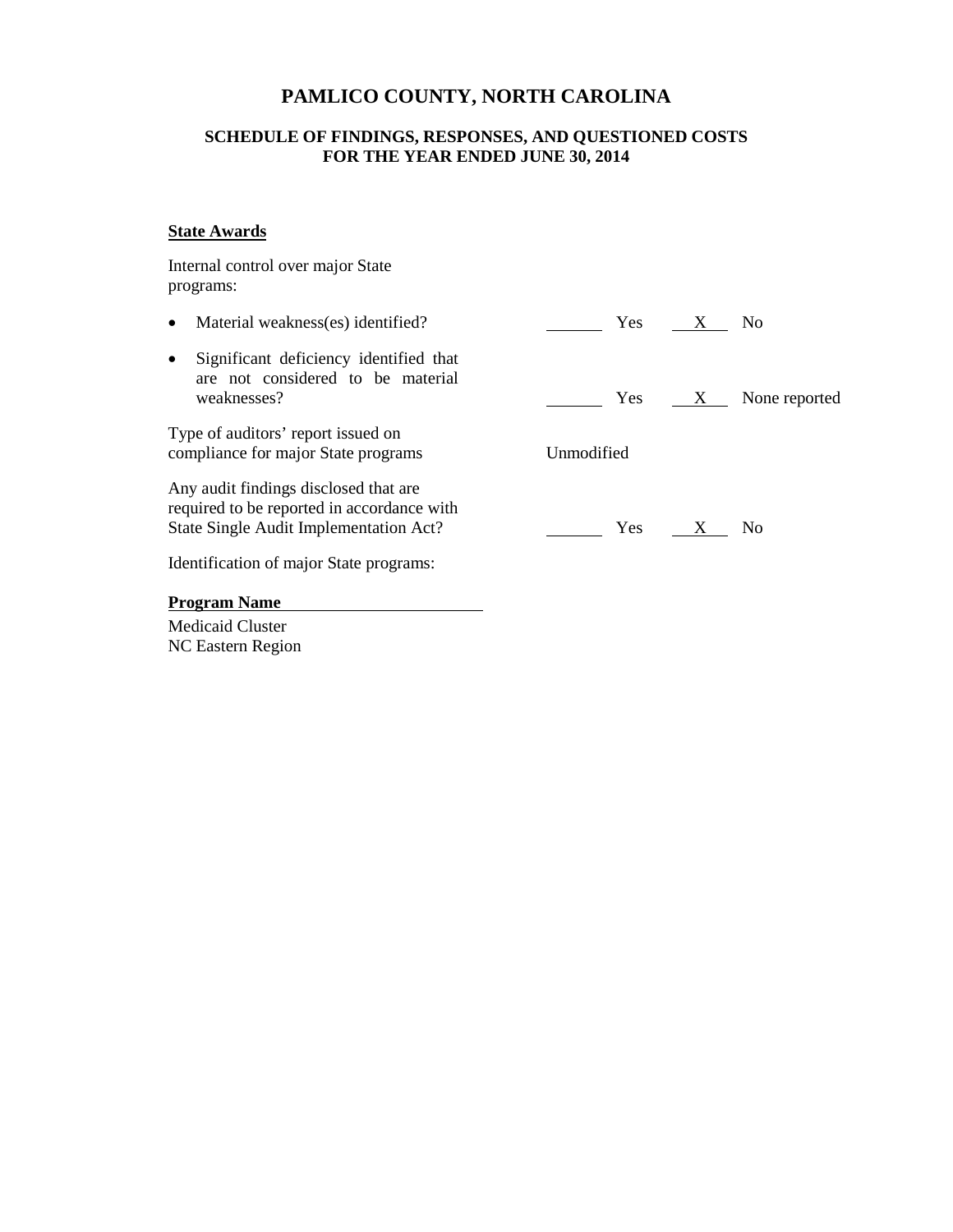# PAMLICO COUNTY, NORTH CAROLINA

## SCHEDULE OF FINDINGS, RESPONSES, AND QUESTIONED COSTS
## FOR THE YEAR ENDED JUNE 30, 2014

**State Awards**

Internal control over major State programs:

| | | | | |
|---|---|---|---|---|
| • Material weakness(es) identified? | | Yes | X | No |
| • Significant deficiency identified that are not considered to be material weaknesses? | | Yes | X | None reported |

Type of auditors' report issued on compliance for major State programs: Unmodified

| | | | | |
|---|---|---|---|---|
| Any audit findings disclosed that are required to be reported in accordance with State Single Audit Implementation Act? | | Yes | X | No |

Identification of major State programs:

**Program Name**

Medicaid Cluster
NC Eastern Region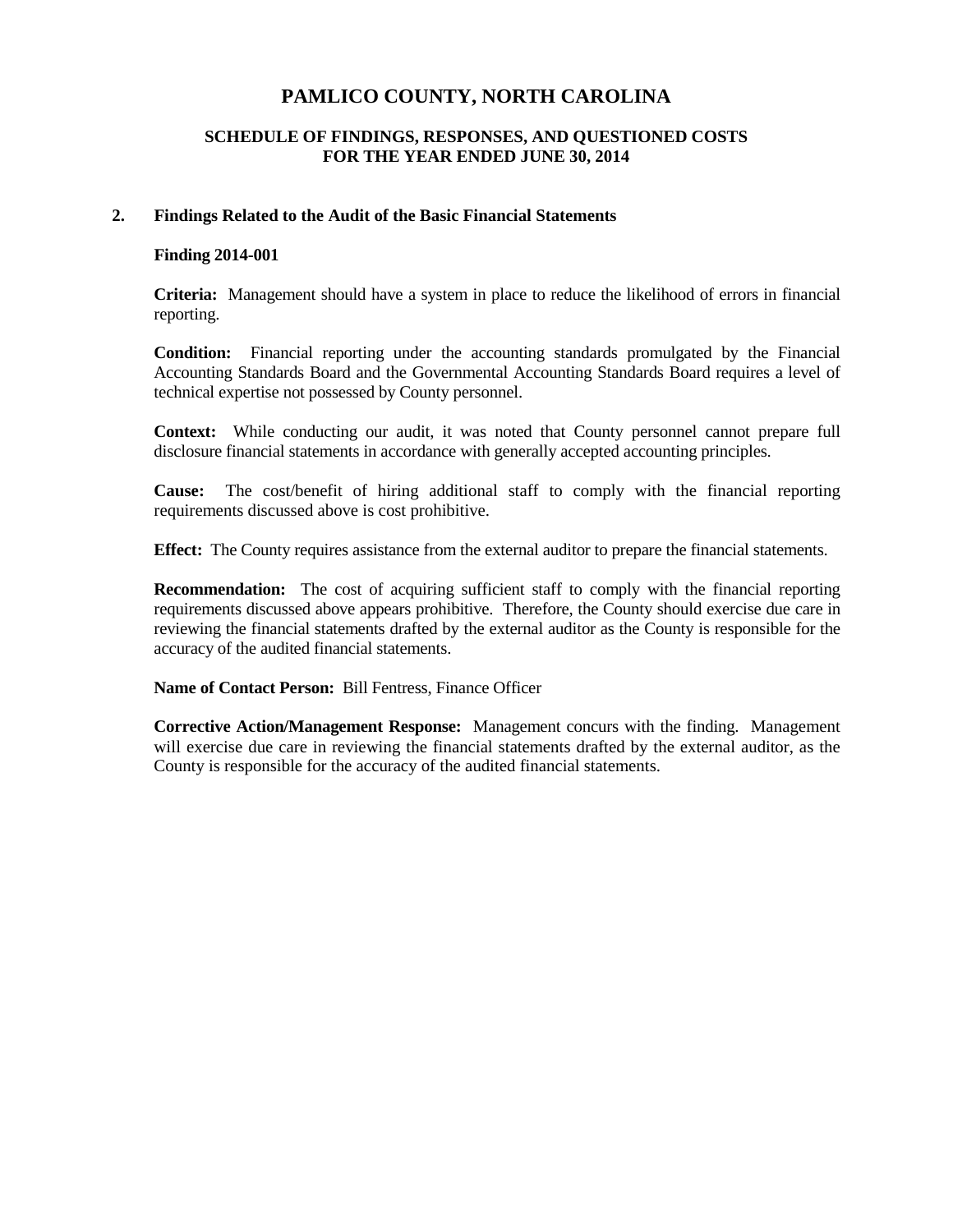# PAMLICO COUNTY, NORTH CAROLINA

## SCHEDULE OF FINDINGS, RESPONSES, AND QUESTIONED COSTS
## FOR THE YEAR ENDED JUNE 30, 2014

### 2. Findings Related to the Audit of the Basic Financial Statements

**Finding 2014-001**

**Criteria:** Management should have a system in place to reduce the likelihood of errors in financial reporting.

**Condition:** Financial reporting under the accounting standards promulgated by the Financial Accounting Standards Board and the Governmental Accounting Standards Board requires a level of technical expertise not possessed by County personnel.

**Context:** While conducting our audit, it was noted that County personnel cannot prepare full disclosure financial statements in accordance with generally accepted accounting principles.

**Cause:** The cost/benefit of hiring additional staff to comply with the financial reporting requirements discussed above is cost prohibitive.

**Effect:** The County requires assistance from the external auditor to prepare the financial statements.

**Recommendation:** The cost of acquiring sufficient staff to comply with the financial reporting requirements discussed above appears prohibitive. Therefore, the County should exercise due care in reviewing the financial statements drafted by the external auditor as the County is responsible for the accuracy of the audited financial statements.

**Name of Contact Person:** Bill Fentress, Finance Officer

**Corrective Action/Management Response:** Management concurs with the finding. Management will exercise due care in reviewing the financial statements drafted by the external auditor, as the County is responsible for the accuracy of the audited financial statements.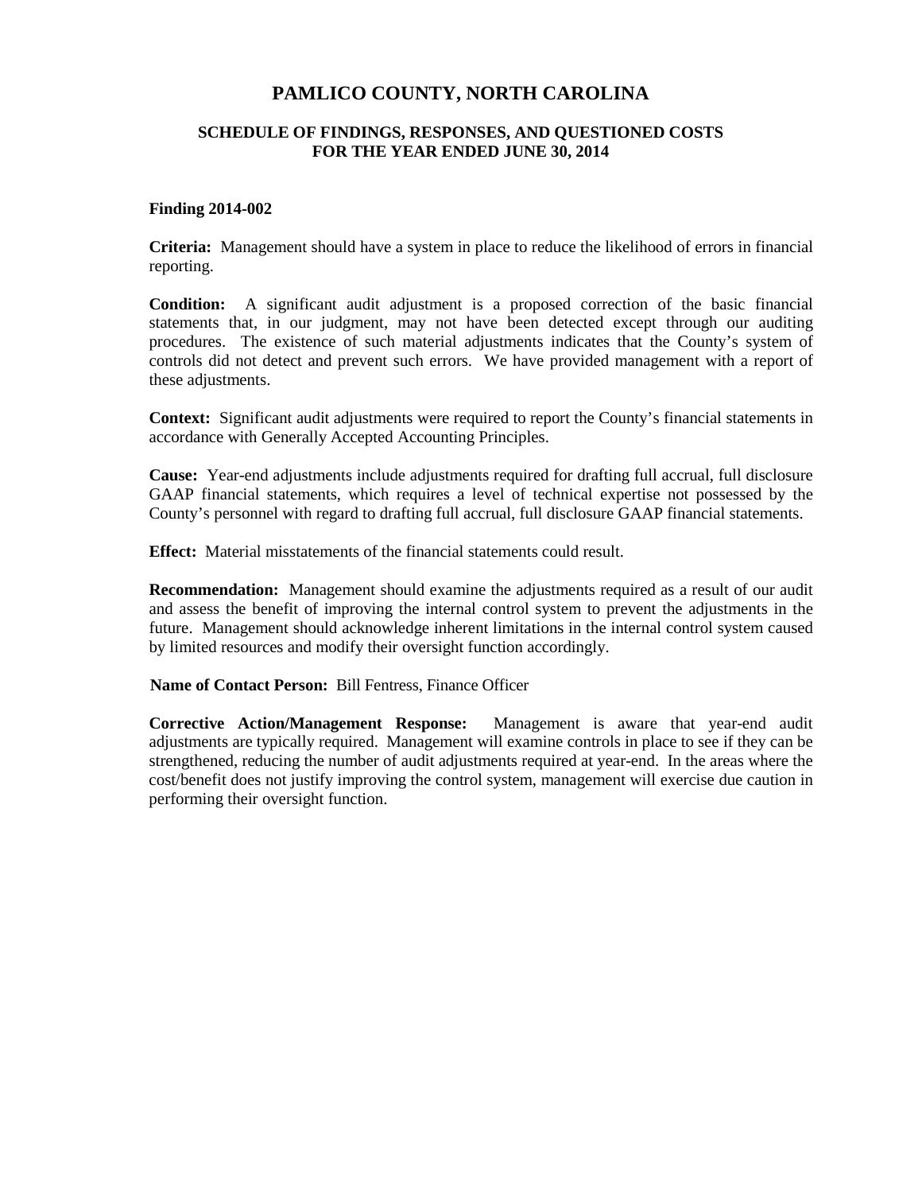# PAMLICO COUNTY, NORTH CAROLINA

## SCHEDULE OF FINDINGS, RESPONSES, AND QUESTIONED COSTS FOR THE YEAR ENDED JUNE 30, 2014

### Finding 2014-002

**Criteria:** Management should have a system in place to reduce the likelihood of errors in financial reporting.

**Condition:** A significant audit adjustment is a proposed correction of the basic financial statements that, in our judgment, may not have been detected except through our auditing procedures. The existence of such material adjustments indicates that the County's system of controls did not detect and prevent such errors. We have provided management with a report of these adjustments.

**Context:** Significant audit adjustments were required to report the County's financial statements in accordance with Generally Accepted Accounting Principles.

**Cause:** Year-end adjustments include adjustments required for drafting full accrual, full disclosure GAAP financial statements, which requires a level of technical expertise not possessed by the County's personnel with regard to drafting full accrual, full disclosure GAAP financial statements.

**Effect:** Material misstatements of the financial statements could result.

**Recommendation:** Management should examine the adjustments required as a result of our audit and assess the benefit of improving the internal control system to prevent the adjustments in the future. Management should acknowledge inherent limitations in the internal control system caused by limited resources and modify their oversight function accordingly.

**Name of Contact Person:** Bill Fentress, Finance Officer

**Corrective Action/Management Response:** Management is aware that year-end audit adjustments are typically required. Management will examine controls in place to see if they can be strengthened, reducing the number of audit adjustments required at year-end. In the areas where the cost/benefit does not justify improving the control system, management will exercise due caution in performing their oversight function.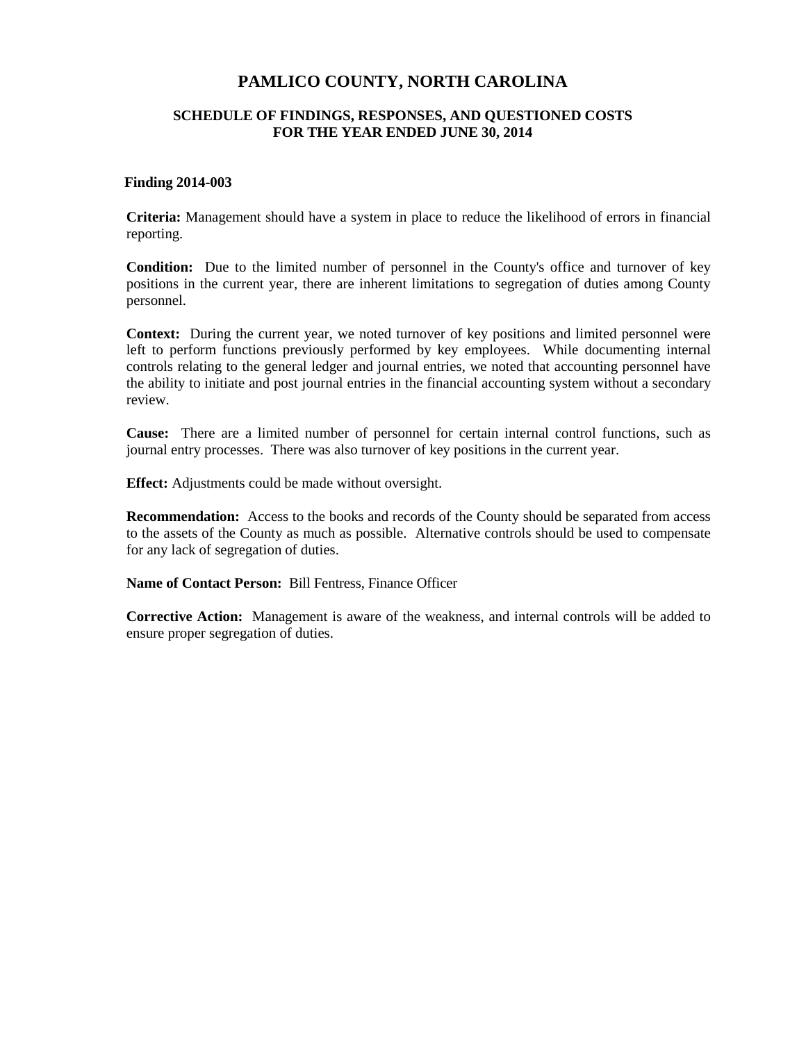# PAMLICO COUNTY, NORTH CAROLINA

## SCHEDULE OF FINDINGS, RESPONSES, AND QUESTIONED COSTS
## FOR THE YEAR ENDED JUNE 30, 2014

**Finding 2014-003**

**Criteria:** Management should have a system in place to reduce the likelihood of errors in financial reporting.

**Condition:** Due to the limited number of personnel in the County's office and turnover of key positions in the current year, there are inherent limitations to segregation of duties among County personnel.

**Context:** During the current year, we noted turnover of key positions and limited personnel were left to perform functions previously performed by key employees. While documenting internal controls relating to the general ledger and journal entries, we noted that accounting personnel have the ability to initiate and post journal entries in the financial accounting system without a secondary review.

**Cause:** There are a limited number of personnel for certain internal control functions, such as journal entry processes. There was also turnover of key positions in the current year.

**Effect:** Adjustments could be made without oversight.

**Recommendation:** Access to the books and records of the County should be separated from access to the assets of the County as much as possible. Alternative controls should be used to compensate for any lack of segregation of duties.

**Name of Contact Person:** Bill Fentress, Finance Officer

**Corrective Action:** Management is aware of the weakness, and internal controls will be added to ensure proper segregation of duties.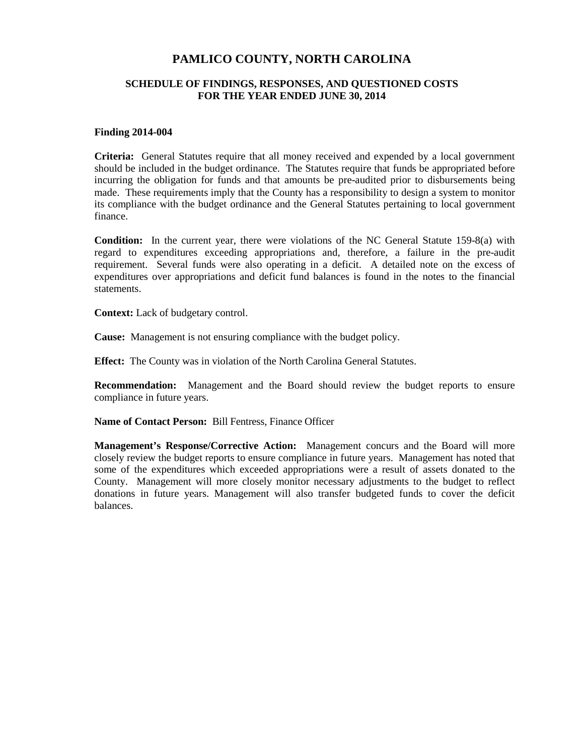# PAMLICO COUNTY, NORTH CAROLINA

## SCHEDULE OF FINDINGS, RESPONSES, AND QUESTIONED COSTS
## FOR THE YEAR ENDED JUNE 30, 2014

**Finding 2014-004**

**Criteria:** General Statutes require that all money received and expended by a local government should be included in the budget ordinance. The Statutes require that funds be appropriated before incurring the obligation for funds and that amounts be pre-audited prior to disbursements being made. These requirements imply that the County has a responsibility to design a system to monitor its compliance with the budget ordinance and the General Statutes pertaining to local government finance.

**Condition:** In the current year, there were violations of the NC General Statute 159-8(a) with regard to expenditures exceeding appropriations and, therefore, a failure in the pre-audit requirement. Several funds were also operating in a deficit. A detailed note on the excess of expenditures over appropriations and deficit fund balances is found in the notes to the financial statements.

**Context:** Lack of budgetary control.

**Cause:** Management is not ensuring compliance with the budget policy.

**Effect:** The County was in violation of the North Carolina General Statutes.

**Recommendation:** Management and the Board should review the budget reports to ensure compliance in future years.

**Name of Contact Person:** Bill Fentress, Finance Officer

**Management's Response/Corrective Action:** Management concurs and the Board will more closely review the budget reports to ensure compliance in future years. Management has noted that some of the expenditures which exceeded appropriations were a result of assets donated to the County. Management will more closely monitor necessary adjustments to the budget to reflect donations in future years. Management will also transfer budgeted funds to cover the deficit balances.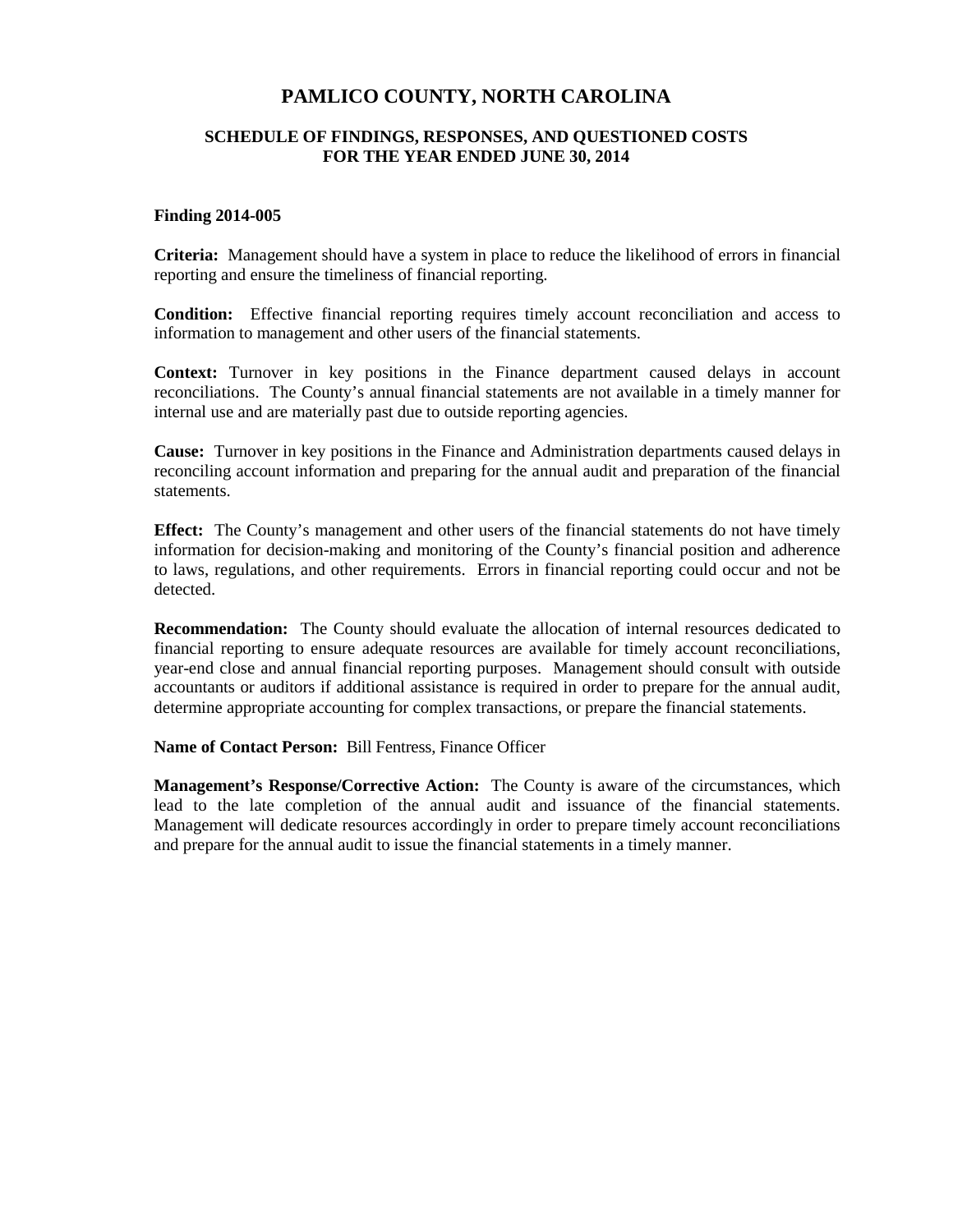# PAMLICO COUNTY, NORTH CAROLINA

## SCHEDULE OF FINDINGS, RESPONSES, AND QUESTIONED COSTS
## FOR THE YEAR ENDED JUNE 30, 2014

**Finding 2014-005**

**Criteria:** Management should have a system in place to reduce the likelihood of errors in financial reporting and ensure the timeliness of financial reporting.

**Condition:** Effective financial reporting requires timely account reconciliation and access to information to management and other users of the financial statements.

**Context:** Turnover in key positions in the Finance department caused delays in account reconciliations. The County's annual financial statements are not available in a timely manner for internal use and are materially past due to outside reporting agencies.

**Cause:** Turnover in key positions in the Finance and Administration departments caused delays in reconciling account information and preparing for the annual audit and preparation of the financial statements.

**Effect:** The County's management and other users of the financial statements do not have timely information for decision-making and monitoring of the County's financial position and adherence to laws, regulations, and other requirements. Errors in financial reporting could occur and not be detected.

**Recommendation:** The County should evaluate the allocation of internal resources dedicated to financial reporting to ensure adequate resources are available for timely account reconciliations, year-end close and annual financial reporting purposes. Management should consult with outside accountants or auditors if additional assistance is required in order to prepare for the annual audit, determine appropriate accounting for complex transactions, or prepare the financial statements.

**Name of Contact Person:** Bill Fentress, Finance Officer

**Management's Response/Corrective Action:** The County is aware of the circumstances, which lead to the late completion of the annual audit and issuance of the financial statements. Management will dedicate resources accordingly in order to prepare timely account reconciliations and prepare for the annual audit to issue the financial statements in a timely manner.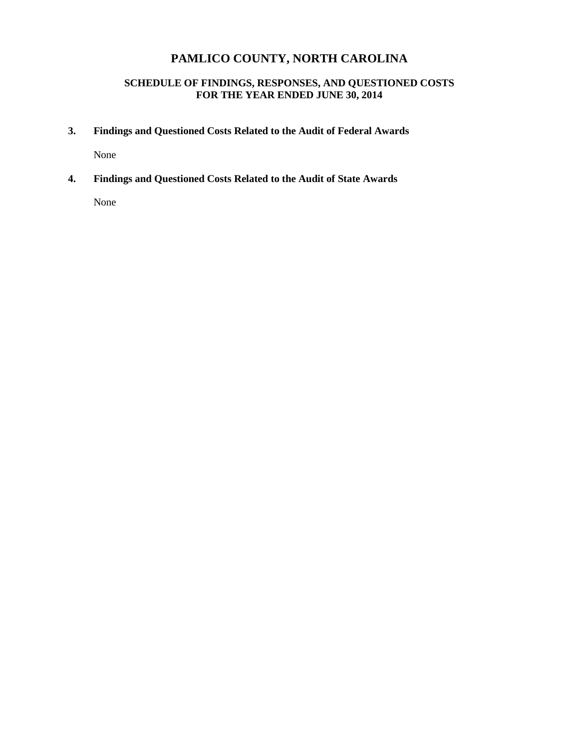# PAMLICO COUNTY, NORTH CAROLINA

## SCHEDULE OF FINDINGS, RESPONSES, AND QUESTIONED COSTS
## FOR THE YEAR ENDED JUNE 30, 2014

**3. Findings and Questioned Costs Related to the Audit of Federal Awards**

None

**4. Findings and Questioned Costs Related to the Audit of State Awards**

None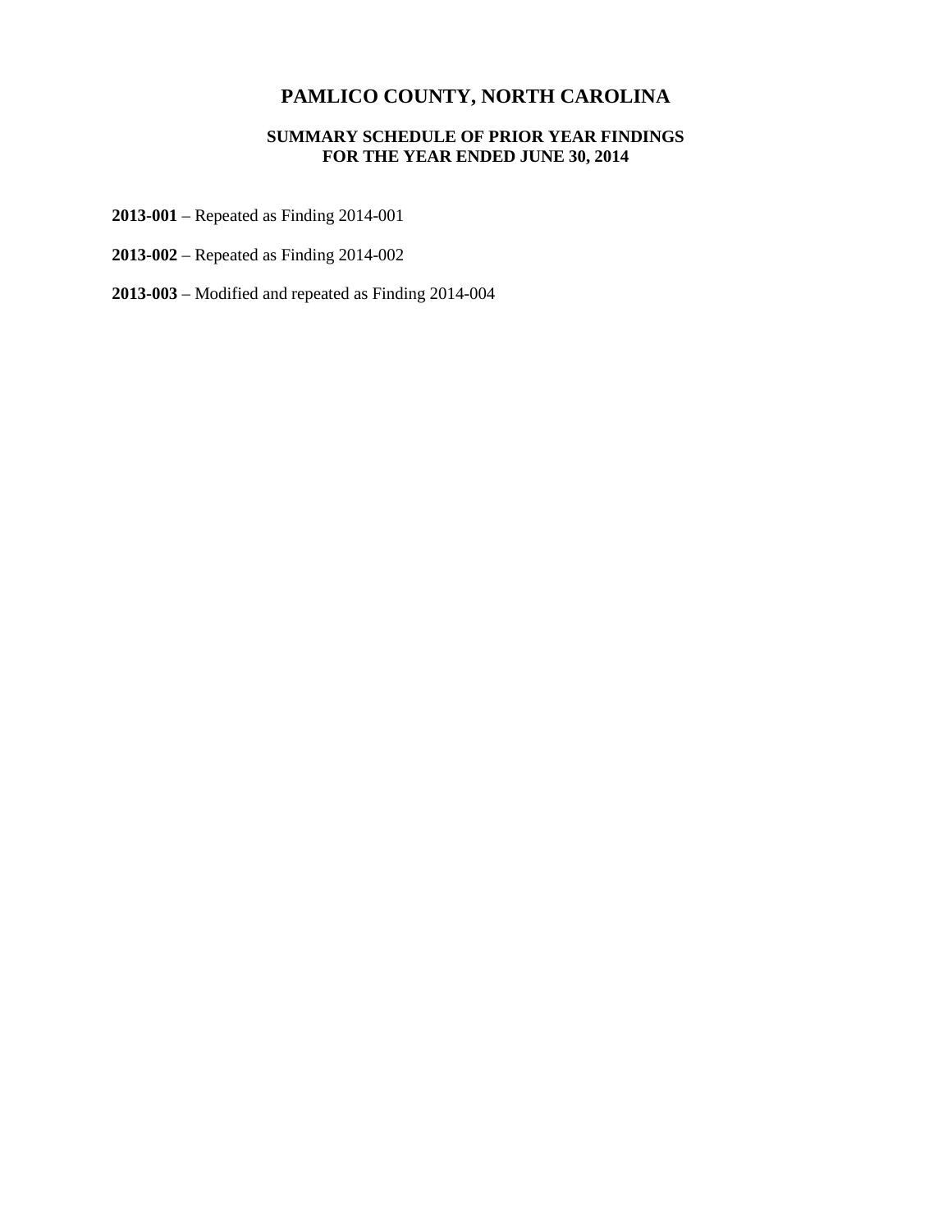# PAMLICO COUNTY, NORTH CAROLINA

## SUMMARY SCHEDULE OF PRIOR YEAR FINDINGS
## FOR THE YEAR ENDED JUNE 30, 2014

**2013-001** – Repeated as Finding 2014-001

**2013-002** – Repeated as Finding 2014-002

**2013-003** – Modified and repeated as Finding 2014-004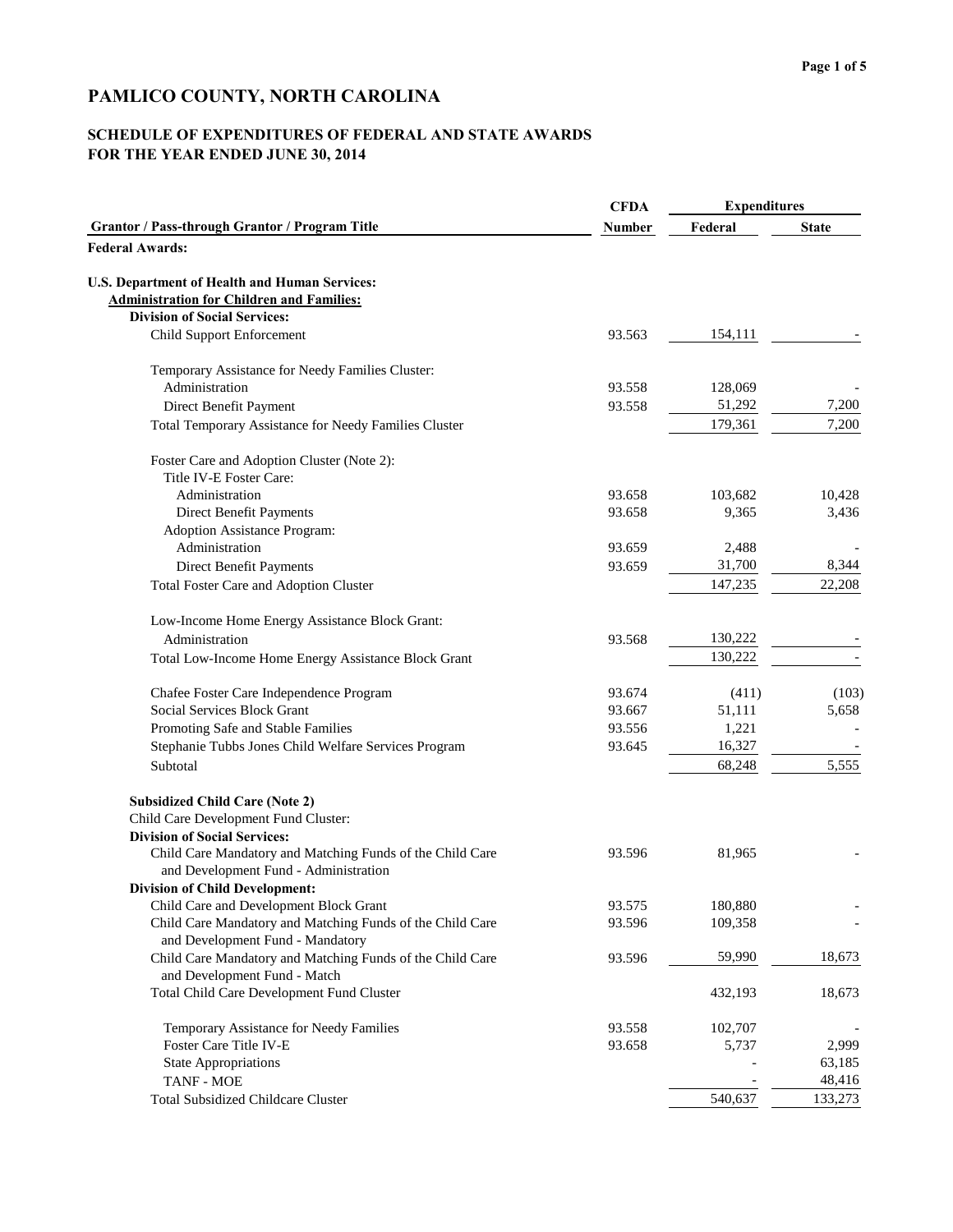# PAMLICO COUNTY, NORTH CAROLINA

## SCHEDULE OF EXPENDITURES OF FEDERAL AND STATE AWARDS
## FOR THE YEAR ENDED JUNE 30, 2014

| Grantor / Pass-through Grantor / Program Title | CFDA Number | Expenditures Federal | State |
|---|---|---|---|
| **Federal Awards:** | | | |
| **U.S. Department of Health and Human Services:** | | | |
| **Administration for Children and Families:** | | | |
| **Division of Social Services:** | | | |
| Child Support Enforcement | 93.563 | 154,111 | - |
| Temporary Assistance for Needy Families Cluster: | | | |
| Administration | 93.558 | 128,069 | - |
| Direct Benefit Payment | 93.558 | 51,292 | 7,200 |
| Total Temporary Assistance for Needy Families Cluster | | 179,361 | 7,200 |
| Foster Care and Adoption Cluster (Note 2): | | | |
| Title IV-E Foster Care: | | | |
| Administration | 93.658 | 103,682 | 10,428 |
| Direct Benefit Payments | 93.658 | 9,365 | 3,436 |
| Adoption Assistance Program: | | | |
| Administration | 93.659 | 2,488 | - |
| Direct Benefit Payments | 93.659 | 31,700 | 8,344 |
| Total Foster Care and Adoption Cluster | | 147,235 | 22,208 |
| Low-Income Home Energy Assistance Block Grant: | | | |
| Administration | 93.568 | 130,222 | - |
| Total Low-Income Home Energy Assistance Block Grant | | 130,222 | - |
| Chafee Foster Care Independence Program | 93.674 | (411) | (103) |
| Social Services Block Grant | 93.667 | 51,111 | 5,658 |
| Promoting Safe and Stable Families | 93.556 | 1,221 | - |
| Stephanie Tubbs Jones Child Welfare Services Program | 93.645 | 16,327 | - |
| Subtotal | | 68,248 | 5,555 |
| **Subsidized Child Care (Note 2)** | | | |
| Child Care Development Fund Cluster: | | | |
| **Division of Social Services:** | | | |
| Child Care Mandatory and Matching Funds of the Child Care and Development Fund - Administration | 93.596 | 81,965 | - |
| **Division of Child Development:** | | | |
| Child Care and Development Block Grant | 93.575 | 180,880 | - |
| Child Care Mandatory and Matching Funds of the Child Care and Development Fund - Mandatory | 93.596 | 109,358 | - |
| Child Care Mandatory and Matching Funds of the Child Care and Development Fund - Match | 93.596 | 59,990 | 18,673 |
| Total Child Care Development Fund Cluster | | 432,193 | 18,673 |
| Temporary Assistance for Needy Families | 93.558 | 102,707 | - |
| Foster Care Title IV-E | 93.658 | 5,737 | 2,999 |
| State Appropriations | | - | 63,185 |
| TANF - MOE | | - | 48,416 |
| Total Subsidized Childcare Cluster | | 540,637 | 133,273 |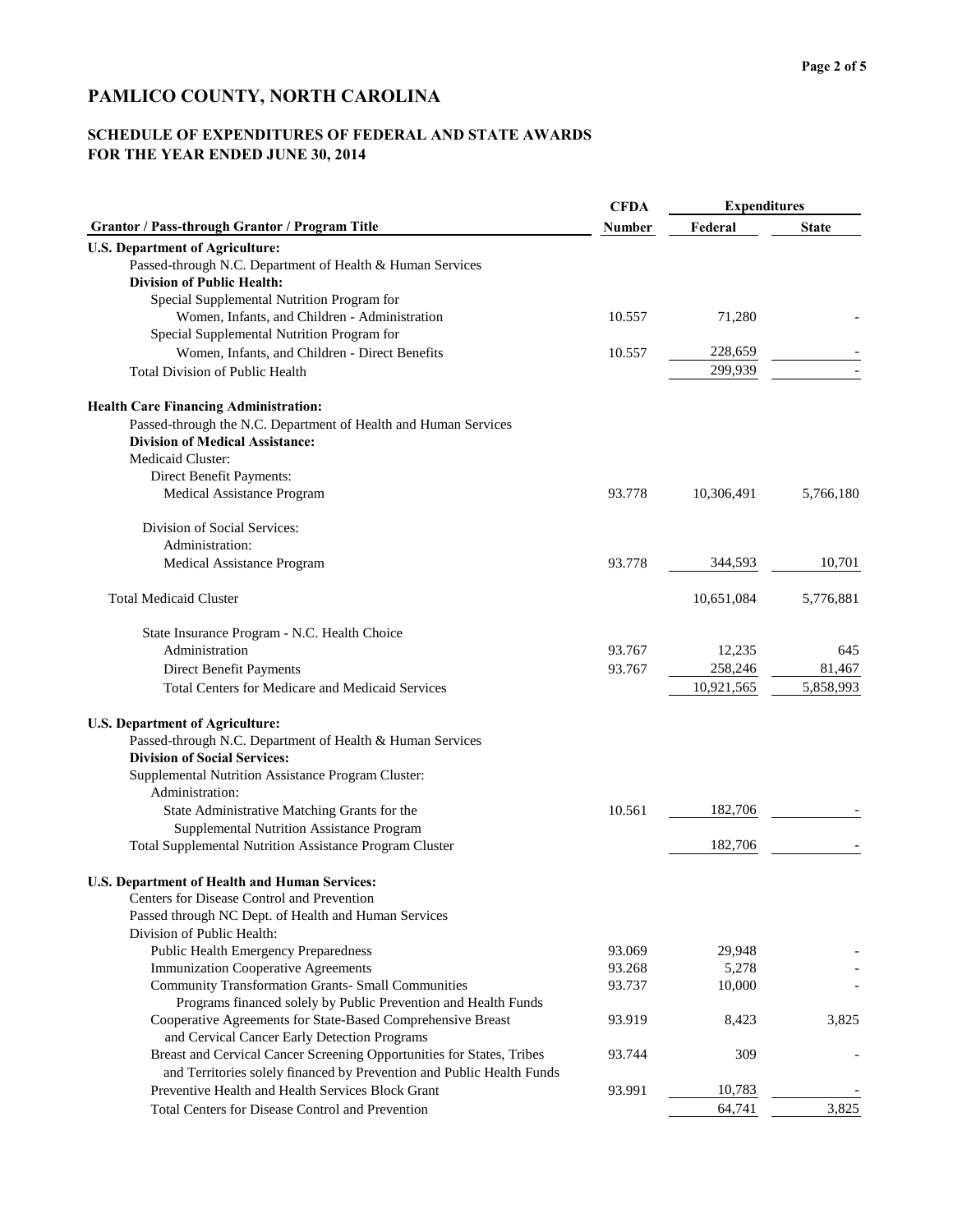# PAMLICO COUNTY, NORTH CAROLINA

## SCHEDULE OF EXPENDITURES OF FEDERAL AND STATE AWARDS
## FOR THE YEAR ENDED JUNE 30, 2014

| Grantor / Pass-through Grantor / Program Title | CFDA Number | Expenditures Federal | Expenditures State |
|---|---|---|---|
| **U.S. Department of Agriculture:** | | | |
| Passed-through N.C. Department of Health & Human Services | | | |
| **Division of Public Health:** | | | |
| Special Supplemental Nutrition Program for Women, Infants, and Children - Administration | 10.557 | 71,280 | - |
| Special Supplemental Nutrition Program for Women, Infants, and Children - Direct Benefits | 10.557 | 228,659 | - |
| Total Division of Public Health | | 299,939 | - |
| | | | |
| **Health Care Financing Administration:** | | | |
| Passed-through the N.C. Department of Health and Human Services | | | |
| **Division of Medical Assistance:** | | | |
| Medicaid Cluster: | | | |
| Direct Benefit Payments: | | | |
| Medical Assistance Program | 93.778 | 10,306,491 | 5,766,180 |
| | | | |
| Division of Social Services: | | | |
| Administration: | | | |
| Medical Assistance Program | 93.778 | 344,593 | 10,701 |
| | | | |
| Total Medicaid Cluster | | 10,651,084 | 5,776,881 |
| | | | |
| State Insurance Program - N.C. Health Choice | | | |
| Administration | 93.767 | 12,235 | 645 |
| Direct Benefit Payments | 93.767 | 258,246 | 81,467 |
| Total Centers for Medicare and Medicaid Services | | 10,921,565 | 5,858,993 |
| | | | |
| **U.S. Department of Agriculture:** | | | |
| Passed-through N.C. Department of Health & Human Services | | | |
| **Division of Social Services:** | | | |
| Supplemental Nutrition Assistance Program Cluster: | | | |
| Administration: | | | |
| State Administrative Matching Grants for the Supplemental Nutrition Assistance Program | 10.561 | 182,706 | - |
| Total Supplemental Nutrition Assistance Program Cluster | | 182,706 | - |
| | | | |
| **U.S. Department of Health and Human Services:** | | | |
| Centers for Disease Control and Prevention | | | |
| Passed through NC Dept. of Health and Human Services | | | |
| Division of Public Health: | | | |
| Public Health Emergency Preparedness | 93.069 | 29,948 | - |
| Immunization Cooperative Agreements | 93.268 | 5,278 | - |
| Community Transformation Grants- Small Communities Programs financed solely by Public Prevention and Health Funds | 93.737 | 10,000 | - |
| Cooperative Agreements for State-Based Comprehensive Breast and Cervical Cancer Early Detection Programs | 93.919 | 8,423 | 3,825 |
| Breast and Cervical Cancer Screening Opportunities for States, Tribes and Territories solely financed by Prevention and Public Health Funds | 93.744 | 309 | - |
| Preventive Health and Health Services Block Grant | 93.991 | 10,783 | - |
| Total Centers for Disease Control and Prevention | | 64,741 | 3,825 |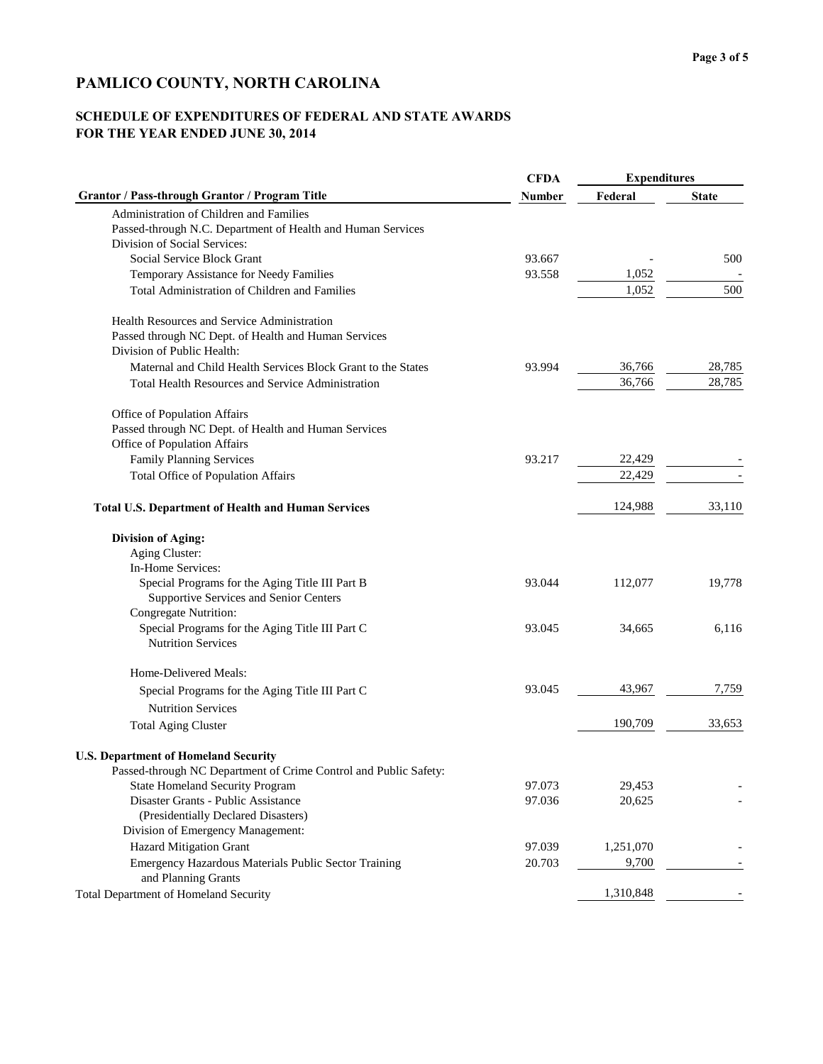# PAMLICO COUNTY, NORTH CAROLINA

## SCHEDULE OF EXPENDITURES OF FEDERAL AND STATE AWARDS
## FOR THE YEAR ENDED JUNE 30, 2014

| Grantor / Pass-through Grantor / Program Title | CFDA Number | Expenditures Federal | Expenditures State |
|---|---|---|---|
| Administration of Children and Families | | | |
| Passed-through N.C. Department of Health and Human Services | | | |
| Division of Social Services: | | | |
| Social Service Block Grant | 93.667 | - | 500 |
| Temporary Assistance for Needy Families | 93.558 | 1,052 | - |
| Total Administration of Children and Families | | 1,052 | 500 |
| Health Resources and Service Administration | | | |
| Passed through NC Dept. of Health and Human Services | | | |
| Division of Public Health: | | | |
| Maternal and Child Health Services Block Grant to the States | 93.994 | 36,766 | 28,785 |
| Total Health Resources and Service Administration | | 36,766 | 28,785 |
| Office of Population Affairs | | | |
| Passed through NC Dept. of Health and Human Services | | | |
| Office of Population Affairs | | | |
| Family Planning Services | 93.217 | 22,429 | - |
| Total Office of Population Affairs | | 22,429 | - |
| **Total U.S. Department of Health and Human Services** | | 124,988 | 33,110 |
| **Division of Aging:** | | | |
| Aging Cluster: | | | |
| In-Home Services: | | | |
| Special Programs for the Aging Title III Part B Supportive Services and Senior Centers | 93.044 | 112,077 | 19,778 |
| Congregate Nutrition: | | | |
| Special Programs for the Aging Title III Part C Nutrition Services | 93.045 | 34,665 | 6,116 |
| Home-Delivered Meals: | | | |
| Special Programs for the Aging Title III Part C Nutrition Services | 93.045 | 43,967 | 7,759 |
| Total Aging Cluster | | 190,709 | 33,653 |
| **U.S. Department of Homeland Security** | | | |
| Passed-through NC Department of Crime Control and Public Safety: | | | |
| State Homeland Security Program | 97.073 | 29,453 | - |
| Disaster Grants - Public Assistance (Presidentially Declared Disasters) | 97.036 | 20,625 | - |
| Division of Emergency Management: | | | |
| Hazard Mitigation Grant | 97.039 | 1,251,070 | - |
| Emergency Hazardous Materials Public Sector Training and Planning Grants | 20.703 | 9,700 | - |
| Total Department of Homeland Security | | 1,310,848 | - |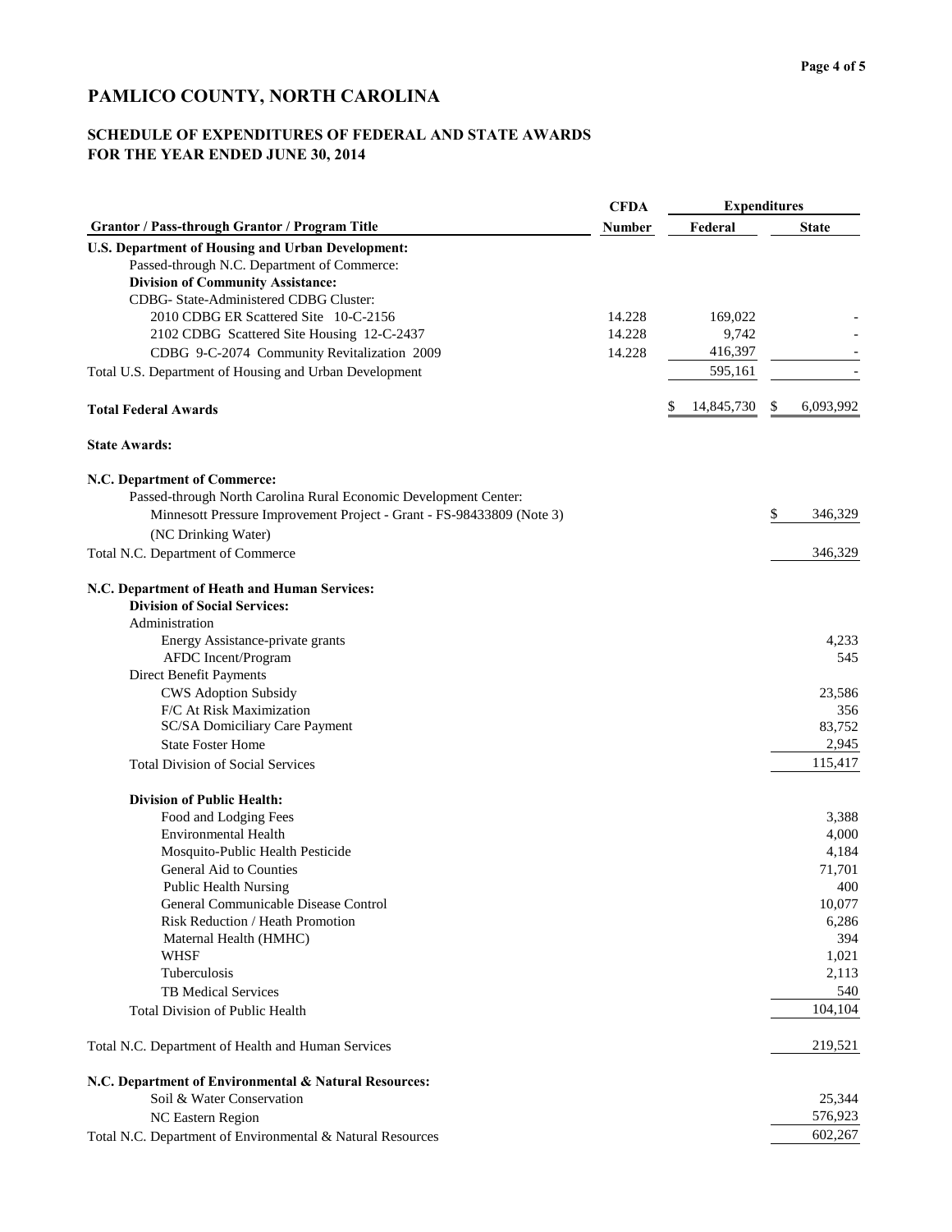# PAMLICO COUNTY, NORTH CAROLINA

## SCHEDULE OF EXPENDITURES OF FEDERAL AND STATE AWARDS
## FOR THE YEAR ENDED JUNE 30, 2014

| Grantor / Pass-through Grantor / Program Title | CFDA Number | Expenditures Federal | State |
|---|---|---|---|
| **U.S. Department of Housing and Urban Development:** | | | |
| Passed-through N.C. Department of Commerce: | | | |
| **Division of Community Assistance:** | | | |
| CDBG- State-Administered CDBG Cluster: | | | |
| 2010 CDBG ER Scattered Site 10-C-2156 | 14.228 | 169,022 | - |
| 2102 CDBG Scattered Site Housing 12-C-2437 | 14.228 | 9,742 | - |
| CDBG 9-C-2074 Community Revitalization 2009 | 14.228 | 416,397 | - |
| Total U.S. Department of Housing and Urban Development | | 595,161 | - |
| **Total Federal Awards** | | $ 14,845,730 | $ 6,093,992 |
| **State Awards:** | | | |
| **N.C. Department of Commerce:** | | | |
| Passed-through North Carolina Rural Economic Development Center: | | | |
| Minnesott Pressure Improvement Project - Grant - FS-98433809 (Note 3) | | | $ 346,329 |
| (NC Drinking Water) | | | |
| Total N.C. Department of Commerce | | | 346,329 |
| **N.C. Department of Heath and Human Services:** | | | |
| **Division of Social Services:** | | | |
| Administration | | | |
| Energy Assistance-private grants | | | 4,233 |
| AFDC Incent/Program | | | 545 |
| Direct Benefit Payments | | | |
| CWS Adoption Subsidy | | | 23,586 |
| F/C At Risk Maximization | | | 356 |
| SC/SA Domiciliary Care Payment | | | 83,752 |
| State Foster Home | | | 2,945 |
| Total Division of Social Services | | | 115,417 |
| **Division of Public Health:** | | | |
| Food and Lodging Fees | | | 3,388 |
| Environmental Health | | | 4,000 |
| Mosquito-Public Health Pesticide | | | 4,184 |
| General Aid to Counties | | | 71,701 |
| Public Health Nursing | | | 400 |
| General Communicable Disease Control | | | 10,077 |
| Risk Reduction / Heath Promotion | | | 6,286 |
| Maternal Health (HMHC) | | | 394 |
| WHSF | | | 1,021 |
| Tuberculosis | | | 2,113 |
| TB Medical Services | | | 540 |
| Total Division of Public Health | | | 104,104 |
| Total N.C. Department of Health and Human Services | | | 219,521 |
| **N.C. Department of Environmental & Natural Resources:** | | | |
| Soil & Water Conservation | | | 25,344 |
| NC Eastern Region | | | 576,923 |
| Total N.C. Department of Environmental & Natural Resources | | | 602,267 |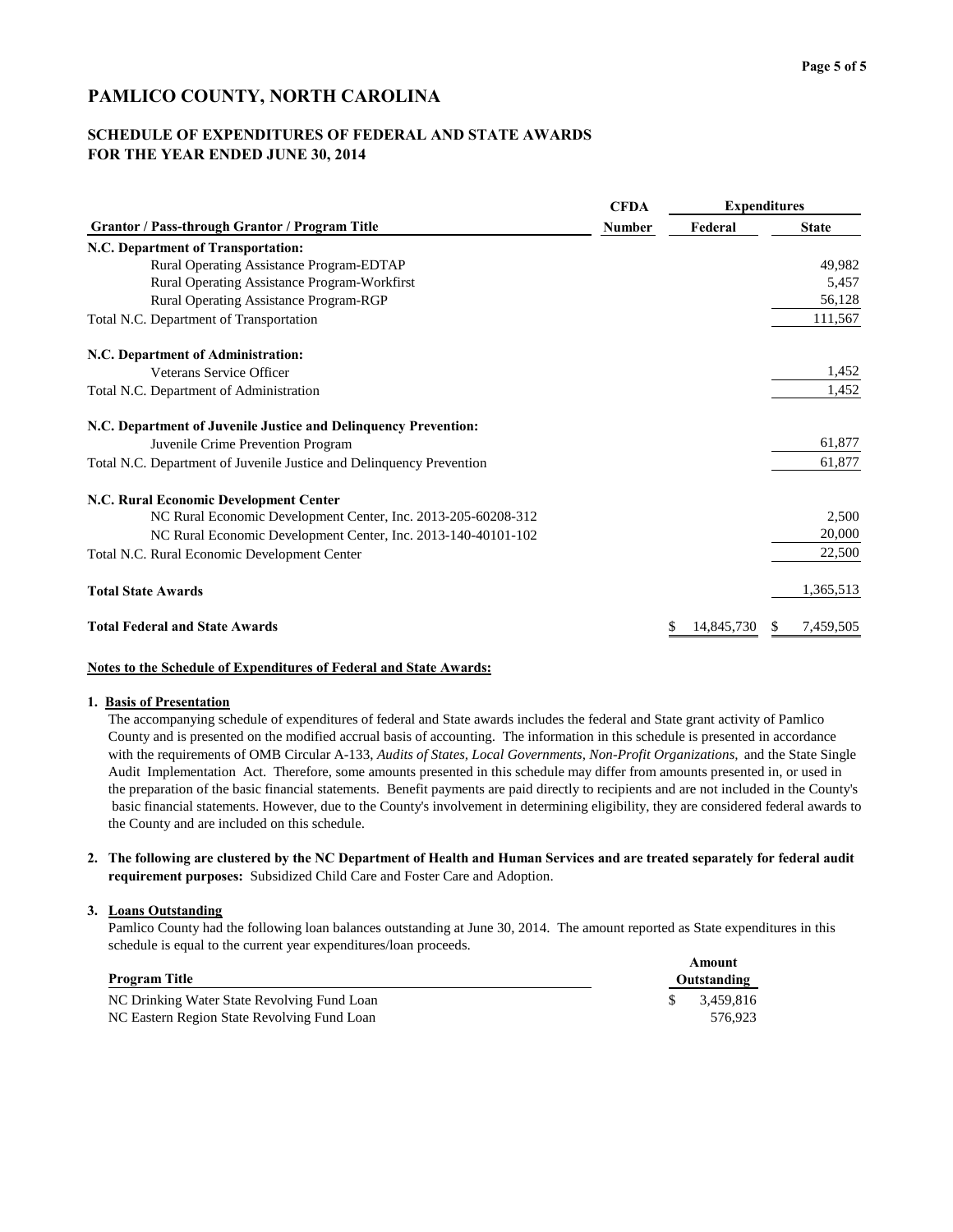# PAMLICO COUNTY, NORTH CAROLINA

## SCHEDULE OF EXPENDITURES OF FEDERAL AND STATE AWARDS
## FOR THE YEAR ENDED JUNE 30, 2014

| | CFDA | Expenditures | |
|---|---|---|---|
| Grantor / Pass-through Grantor / Program Title | Number | Federal | State |
| **N.C. Department of Transportation:** | | | |
| Rural Operating Assistance Program-EDTAP | | | 49,982 |
| Rural Operating Assistance Program-Workfirst | | | 5,457 |
| Rural Operating Assistance Program-RGP | | | 56,128 |
| Total N.C. Department of Transportation | | | 111,567 |
| **N.C. Department of Administration:** | | | |
| Veterans Service Officer | | | 1,452 |
| Total N.C. Department of Administration | | | 1,452 |
| **N.C. Department of Juvenile Justice and Delinquency Prevention:** | | | |
| Juvenile Crime Prevention Program | | | 61,877 |
| Total N.C. Department of Juvenile Justice and Delinquency Prevention | | | 61,877 |
| **N.C. Rural Economic Development Center** | | | |
| NC Rural Economic Development Center, Inc. 2013-205-60208-312 | | | 2,500 |
| NC Rural Economic Development Center, Inc. 2013-140-40101-102 | | | 20,000 |
| Total N.C. Rural Economic Development Center | | | 22,500 |
| **Total State Awards** | | | 1,365,513 |
| **Total Federal and State Awards** | | $ 14,845,730 | $ 7,459,505 |

**Notes to the Schedule of Expenditures of Federal and State Awards:**

**1. Basis of Presentation**

The accompanying schedule of expenditures of federal and State awards includes the federal and State grant activity of Pamlico County and is presented on the modified accrual basis of accounting. The information in this schedule is presented in accordance with the requirements of OMB Circular A-133, *Audits of States, Local Governments, Non-Profit Organizations,* and the State Single Audit Implementation Act. Therefore, some amounts presented in this schedule may differ from amounts presented in, or used in the preparation of the basic financial statements. Benefit payments are paid directly to recipients and are not included in the County's basic financial statements. However, due to the County's involvement in determining eligibility, they are considered federal awards to the County and are included on this schedule.

**2. The following are clustered by the NC Department of Health and Human Services and are treated separately for federal audit requirement purposes:** Subsidized Child Care and Foster Care and Adoption.

**3. Loans Outstanding**

Pamlico County had the following loan balances outstanding at June 30, 2014. The amount reported as State expenditures in this schedule is equal to the current year expenditures/loan proceeds.

| Program Title | Amount Outstanding |
|---|---|
| NC Drinking Water State Revolving Fund Loan | $ 3,459,816 |
| NC Eastern Region State Revolving Fund Loan | 576,923 |